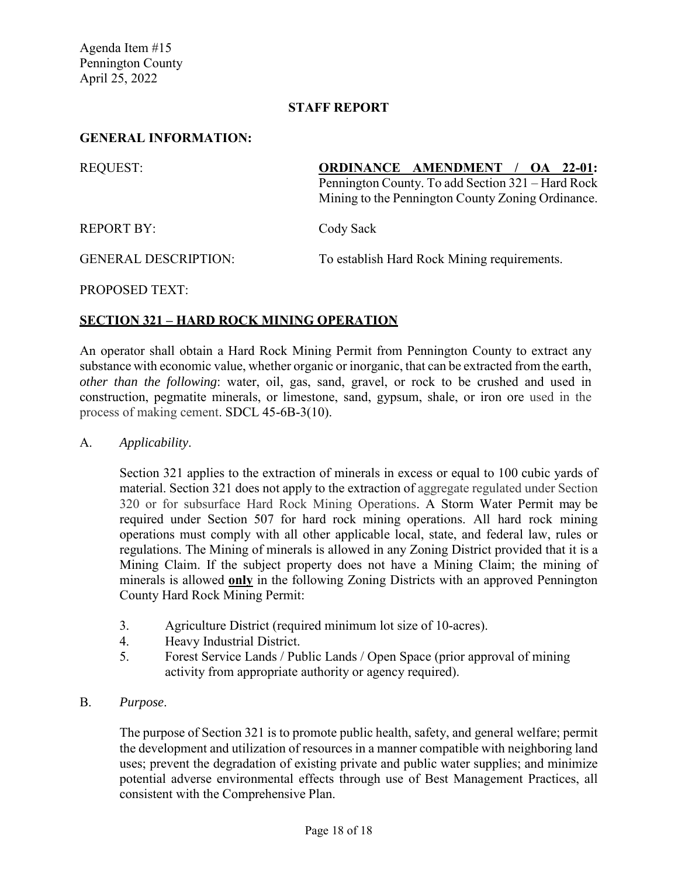Agenda Item #15
Pennington County
April 25, 2022

**STAFF REPORT**

**GENERAL INFORMATION:**

REQUEST: **ORDINANCE AMENDMENT / OA 22-01:** Pennington County. To add Section 321 – Hard Rock Mining to the Pennington County Zoning Ordinance.

REPORT BY: Cody Sack

GENERAL DESCRIPTION: To establish Hard Rock Mining requirements.

PROPOSED TEXT:

**SECTION 321 – HARD ROCK MINING OPERATION**

An operator shall obtain a Hard Rock Mining Permit from Pennington County to extract any substance with economic value, whether organic or inorganic, that can be extracted from the earth, *other than the following*: water, oil, gas, sand, gravel, or rock to be crushed and used in construction, pegmatite minerals, or limestone, sand, gypsum, shale, or iron ore used in the process of making cement. SDCL 45-6B-3(10).

A. *Applicability*.

Section 321 applies to the extraction of minerals in excess or equal to 100 cubic yards of material. Section 321 does not apply to the extraction of aggregate regulated under Section 320 or for subsurface Hard Rock Mining Operations. A Storm Water Permit may be required under Section 507 for hard rock mining operations. All hard rock mining operations must comply with all other applicable local, state, and federal law, rules or regulations. The Mining of minerals is allowed in any Zoning District provided that it is a Mining Claim. If the subject property does not have a Mining Claim; the mining of minerals is allowed **only** in the following Zoning Districts with an approved Pennington County Hard Rock Mining Permit:

3. Agriculture District (required minimum lot size of 10-acres).
4. Heavy Industrial District.
5. Forest Service Lands / Public Lands / Open Space (prior approval of mining activity from appropriate authority or agency required).

B. *Purpose*.

The purpose of Section 321 is to promote public health, safety, and general welfare; permit the development and utilization of resources in a manner compatible with neighboring land uses; prevent the degradation of existing private and public water supplies; and minimize potential adverse environmental effects through use of Best Management Practices, all consistent with the Comprehensive Plan.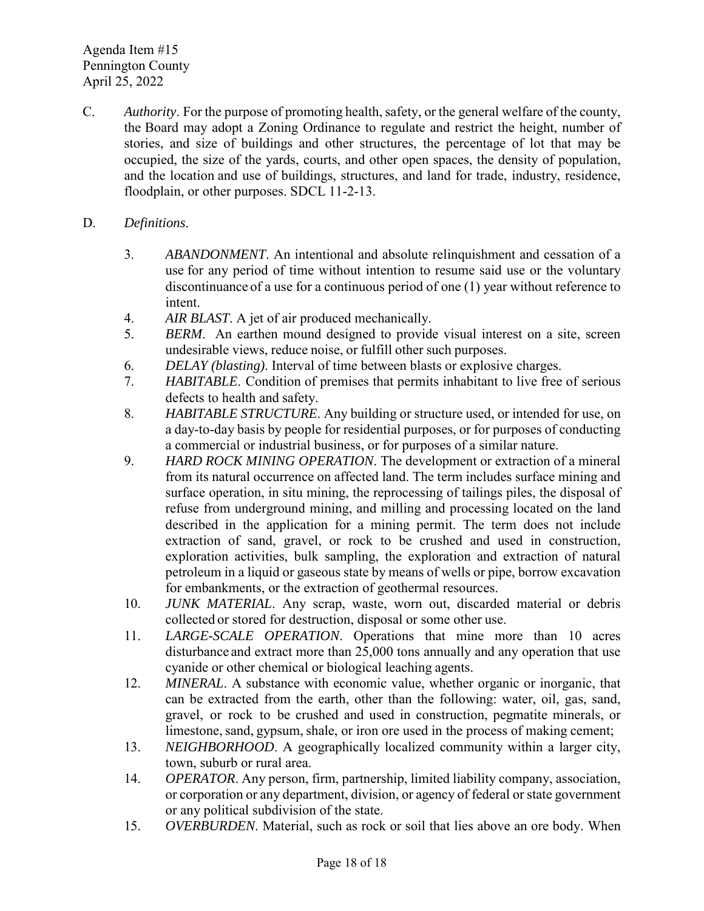C. *Authority*. For the purpose of promoting health, safety, or the general welfare of the county, the Board may adopt a Zoning Ordinance to regulate and restrict the height, number of stories, and size of buildings and other structures, the percentage of lot that may be occupied, the size of the yards, courts, and other open spaces, the density of population, and the location and use of buildings, structures, and land for trade, industry, residence, floodplain, or other purposes. SDCL 11-2-13.

D. *Definitions*.

3. *ABANDONMENT*. An intentional and absolute relinquishment and cessation of a use for any period of time without intention to resume said use or the voluntary discontinuance of a use for a continuous period of one (1) year without reference to intent.
4. *AIR BLAST*. A jet of air produced mechanically.
5. *BERM*. An earthen mound designed to provide visual interest on a site, screen undesirable views, reduce noise, or fulfill other such purposes.
6. *DELAY (blasting)*. Interval of time between blasts or explosive charges.
7. *HABITABLE*. Condition of premises that permits inhabitant to live free of serious defects to health and safety.
8. *HABITABLE STRUCTURE*. Any building or structure used, or intended for use, on a day-to-day basis by people for residential purposes, or for purposes of conducting a commercial or industrial business, or for purposes of a similar nature.
9. *HARD ROCK MINING OPERATION*. The development or extraction of a mineral from its natural occurrence on affected land. The term includes surface mining and surface operation, in situ mining, the reprocessing of tailings piles, the disposal of refuse from underground mining, and milling and processing located on the land described in the application for a mining permit. The term does not include extraction of sand, gravel, or rock to be crushed and used in construction, exploration activities, bulk sampling, the exploration and extraction of natural petroleum in a liquid or gaseous state by means of wells or pipe, borrow excavation for embankments, or the extraction of geothermal resources.
10. *JUNK MATERIAL*. Any scrap, waste, worn out, discarded material or debris collected or stored for destruction, disposal or some other use.
11. *LARGE-SCALE OPERATION*. Operations that mine more than 10 acres disturbance and extract more than 25,000 tons annually and any operation that use cyanide or other chemical or biological leaching agents.
12. *MINERAL*. A substance with economic value, whether organic or inorganic, that can be extracted from the earth, other than the following: water, oil, gas, sand, gravel, or rock to be crushed and used in construction, pegmatite minerals, or limestone, sand, gypsum, shale, or iron ore used in the process of making cement;
13. *NEIGHBORHOOD*. A geographically localized community within a larger city, town, suburb or rural area.
14. *OPERATOR*. Any person, firm, partnership, limited liability company, association, or corporation or any department, division, or agency of federal or state government or any political subdivision of the state.
15. *OVERBURDEN*. Material, such as rock or soil that lies above an ore body. When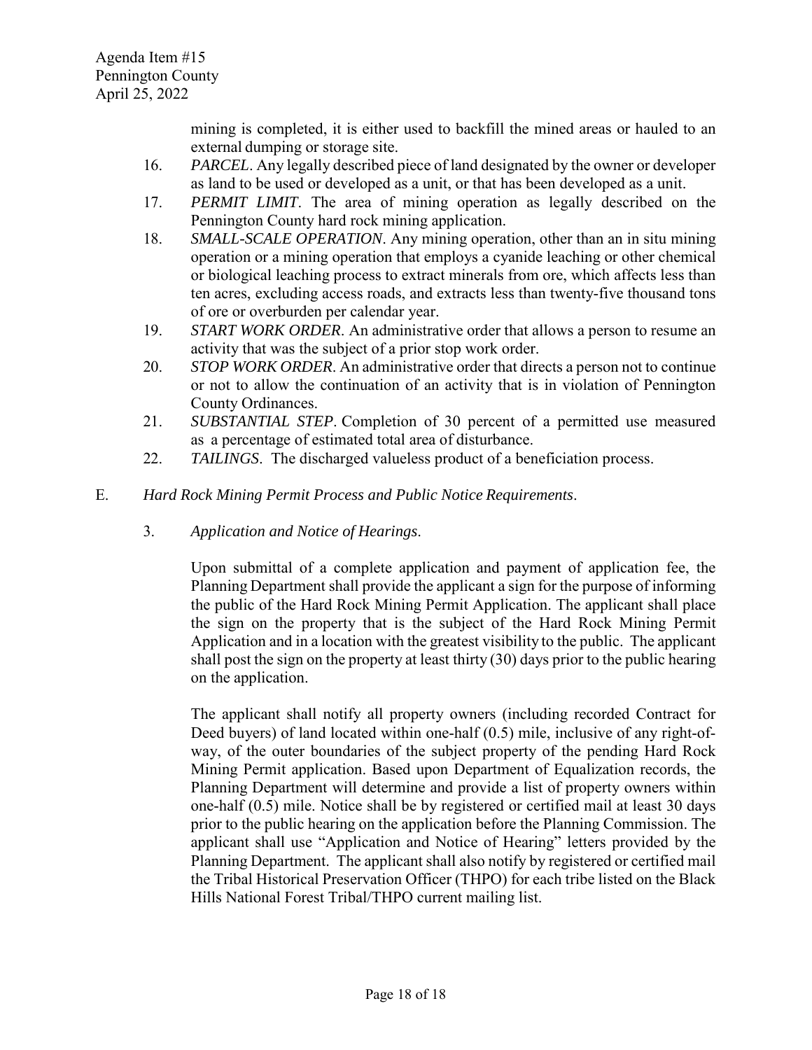mining is completed, it is either used to backfill the mined areas or hauled to an external dumping or storage site.

16. *PARCEL*. Any legally described piece of land designated by the owner or developer as land to be used or developed as a unit, or that has been developed as a unit.
17. *PERMIT LIMIT*. The area of mining operation as legally described on the Pennington County hard rock mining application.
18. *SMALL-SCALE OPERATION*. Any mining operation, other than an in situ mining operation or a mining operation that employs a cyanide leaching or other chemical or biological leaching process to extract minerals from ore, which affects less than ten acres, excluding access roads, and extracts less than twenty-five thousand tons of ore or overburden per calendar year.
19. *START WORK ORDER*. An administrative order that allows a person to resume an activity that was the subject of a prior stop work order.
20. *STOP WORK ORDER*. An administrative order that directs a person not to continue or not to allow the continuation of an activity that is in violation of Pennington County Ordinances.
21. *SUBSTANTIAL STEP*. Completion of 30 percent of a permitted use measured as a percentage of estimated total area of disturbance.
22. *TAILINGS*. The discharged valueless product of a beneficiation process.

E. *Hard Rock Mining Permit Process and Public Notice Requirements*.

3. *Application and Notice of Hearings*.

Upon submittal of a complete application and payment of application fee, the Planning Department shall provide the applicant a sign for the purpose of informing the public of the Hard Rock Mining Permit Application. The applicant shall place the sign on the property that is the subject of the Hard Rock Mining Permit Application and in a location with the greatest visibility to the public. The applicant shall post the sign on the property at least thirty (30) days prior to the public hearing on the application.

The applicant shall notify all property owners (including recorded Contract for Deed buyers) of land located within one-half (0.5) mile, inclusive of any right-of-way, of the outer boundaries of the subject property of the pending Hard Rock Mining Permit application. Based upon Department of Equalization records, the Planning Department will determine and provide a list of property owners within one-half (0.5) mile. Notice shall be by registered or certified mail at least 30 days prior to the public hearing on the application before the Planning Commission. The applicant shall use "Application and Notice of Hearing" letters provided by the Planning Department. The applicant shall also notify by registered or certified mail the Tribal Historical Preservation Officer (THPO) for each tribe listed on the Black Hills National Forest Tribal/THPO current mailing list.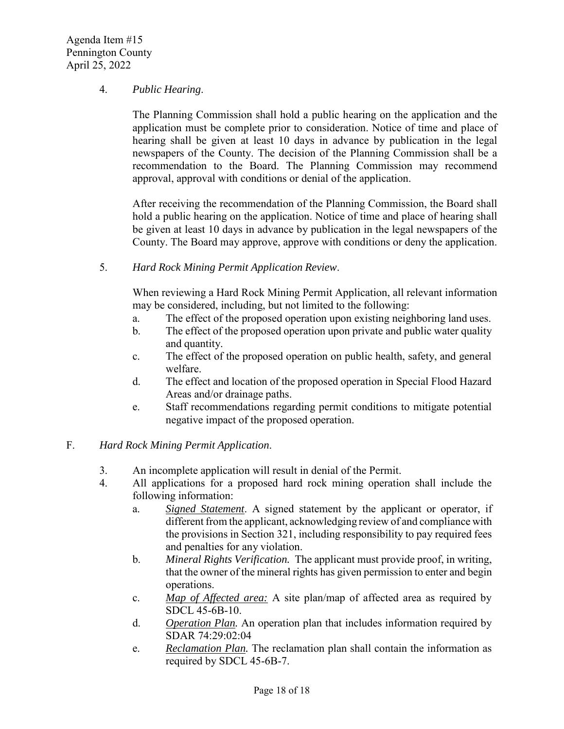4. *Public Hearing*.

   The Planning Commission shall hold a public hearing on the application and the application must be complete prior to consideration. Notice of time and place of hearing shall be given at least 10 days in advance by publication in the legal newspapers of the County. The decision of the Planning Commission shall be a recommendation to the Board. The Planning Commission may recommend approval, approval with conditions or denial of the application.

   After receiving the recommendation of the Planning Commission, the Board shall hold a public hearing on the application. Notice of time and place of hearing shall be given at least 10 days in advance by publication in the legal newspapers of the County. The Board may approve, approve with conditions or deny the application.

5. *Hard Rock Mining Permit Application Review*.

   When reviewing a Hard Rock Mining Permit Application, all relevant information may be considered, including, but not limited to the following:

   a. The effect of the proposed operation upon existing neighboring land uses.
   b. The effect of the proposed operation upon private and public water quality and quantity.
   c. The effect of the proposed operation on public health, safety, and general welfare.
   d. The effect and location of the proposed operation in Special Flood Hazard Areas and/or drainage paths.
   e. Staff recommendations regarding permit conditions to mitigate potential negative impact of the proposed operation.

F. *Hard Rock Mining Permit Application*.

3. An incomplete application will result in denial of the Permit.
4. All applications for a proposed hard rock mining operation shall include the following information:

   a. *Signed Statement*. A signed statement by the applicant or operator, if different from the applicant, acknowledging review of and compliance with the provisions in Section 321, including responsibility to pay required fees and penalties for any violation.
   b. *Mineral Rights Verification.* The applicant must provide proof, in writing, that the owner of the mineral rights has given permission to enter and begin operations.
   c. *Map of Affected area:* A site plan/map of affected area as required by SDCL 45-6B-10.
   d. *Operation Plan.* An operation plan that includes information required by SDAR 74:29:02:04
   e. *Reclamation Plan.* The reclamation plan shall contain the information as required by SDCL 45-6B-7.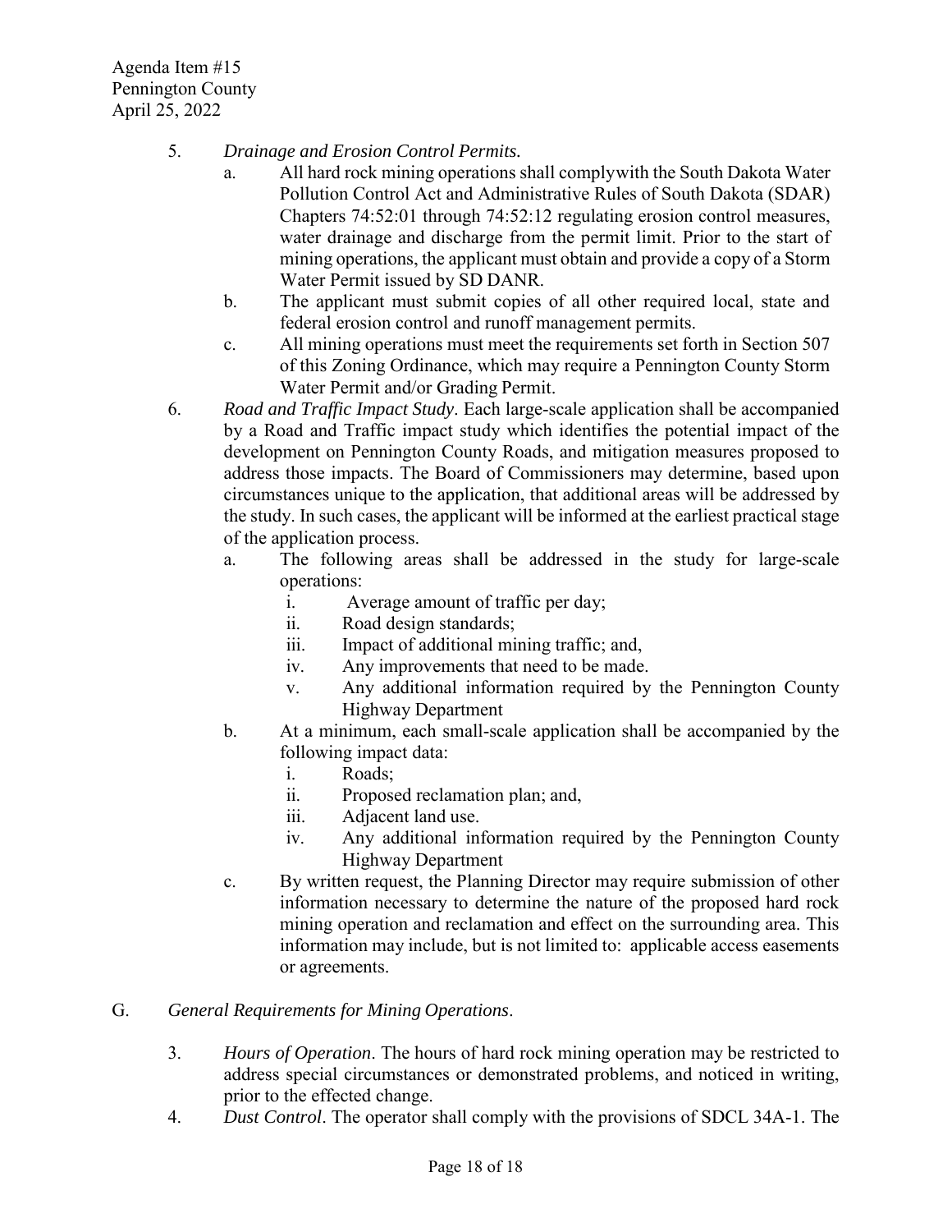5. *Drainage and Erosion Control Permits.*
   a. All hard rock mining operations shall complywith the South Dakota Water Pollution Control Act and Administrative Rules of South Dakota (SDAR) Chapters 74:52:01 through 74:52:12 regulating erosion control measures, water drainage and discharge from the permit limit. Prior to the start of mining operations, the applicant must obtain and provide a copy of a Storm Water Permit issued by SD DANR.
   b. The applicant must submit copies of all other required local, state and federal erosion control and runoff management permits.
   c. All mining operations must meet the requirements set forth in Section 507 of this Zoning Ordinance, which may require a Pennington County Storm Water Permit and/or Grading Permit.
6. *Road and Traffic Impact Study*. Each large-scale application shall be accompanied by a Road and Traffic impact study which identifies the potential impact of the development on Pennington County Roads, and mitigation measures proposed to address those impacts. The Board of Commissioners may determine, based upon circumstances unique to the application, that additional areas will be addressed by the study. In such cases, the applicant will be informed at the earliest practical stage of the application process.
   a. The following areas shall be addressed in the study for large-scale operations:
      i. Average amount of traffic per day;
      ii. Road design standards;
      iii. Impact of additional mining traffic; and,
      iv. Any improvements that need to be made.
      v. Any additional information required by the Pennington County Highway Department
   b. At a minimum, each small-scale application shall be accompanied by the following impact data:
      i. Roads;
      ii. Proposed reclamation plan; and,
      iii. Adjacent land use.
      iv. Any additional information required by the Pennington County Highway Department
   c. By written request, the Planning Director may require submission of other information necessary to determine the nature of the proposed hard rock mining operation and reclamation and effect on the surrounding area. This information may include, but is not limited to: applicable access easements or agreements.

G. *General Requirements for Mining Operations*.

3. *Hours of Operation*. The hours of hard rock mining operation may be restricted to address special circumstances or demonstrated problems, and noticed in writing, prior to the effected change.
4. *Dust Control*. The operator shall comply with the provisions of SDCL 34A-1. The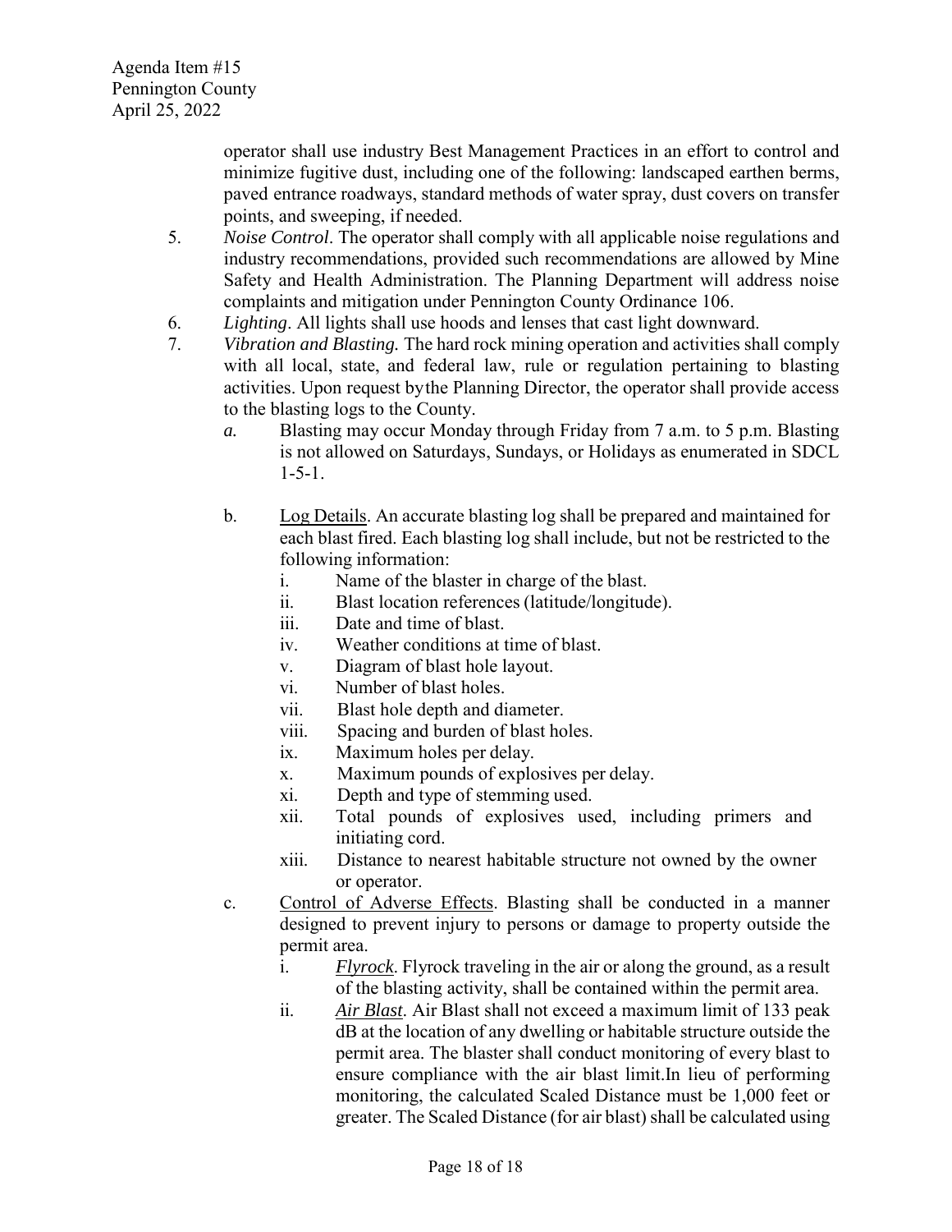operator shall use industry Best Management Practices in an effort to control and minimize fugitive dust, including one of the following: landscaped earthen berms, paved entrance roadways, standard methods of water spray, dust covers on transfer points, and sweeping, if needed.

5. *Noise Control*. The operator shall comply with all applicable noise regulations and industry recommendations, provided such recommendations are allowed by Mine Safety and Health Administration. The Planning Department will address noise complaints and mitigation under Pennington County Ordinance 106.
6. *Lighting*. All lights shall use hoods and lenses that cast light downward.
7. *Vibration and Blasting.* The hard rock mining operation and activities shall comply with all local, state, and federal law, rule or regulation pertaining to blasting activities. Upon request bythe Planning Director, the operator shall provide access to the blasting logs to the County.
    *a.* Blasting may occur Monday through Friday from 7 a.m. to 5 p.m. Blasting is not allowed on Saturdays, Sundays, or Holidays as enumerated in SDCL 1-5-1.

    b. Log Details. An accurate blasting log shall be prepared and maintained for each blast fired. Each blasting log shall include, but not be restricted to the following information:
        i. Name of the blaster in charge of the blast.
        ii. Blast location references (latitude/longitude).
        iii. Date and time of blast.
        iv. Weather conditions at time of blast.
        v. Diagram of blast hole layout.
        vi. Number of blast holes.
        vii. Blast hole depth and diameter.
        viii. Spacing and burden of blast holes.
        ix. Maximum holes per delay.
        x. Maximum pounds of explosives per delay.
        xi. Depth and type of stemming used.
        xii. Total pounds of explosives used, including primers and initiating cord.
        xiii. Distance to nearest habitable structure not owned by the owner or operator.

    c. Control of Adverse Effects. Blasting shall be conducted in a manner designed to prevent injury to persons or damage to property outside the permit area.
        i. *Flyrock*. Flyrock traveling in the air or along the ground, as a result of the blasting activity, shall be contained within the permit area.
        ii. *Air Blast*. Air Blast shall not exceed a maximum limit of 133 peak dB at the location of any dwelling or habitable structure outside the permit area. The blaster shall conduct monitoring of every blast to ensure compliance with the air blast limit.In lieu of performing monitoring, the calculated Scaled Distance must be 1,000 feet or greater. The Scaled Distance (for air blast) shall be calculated using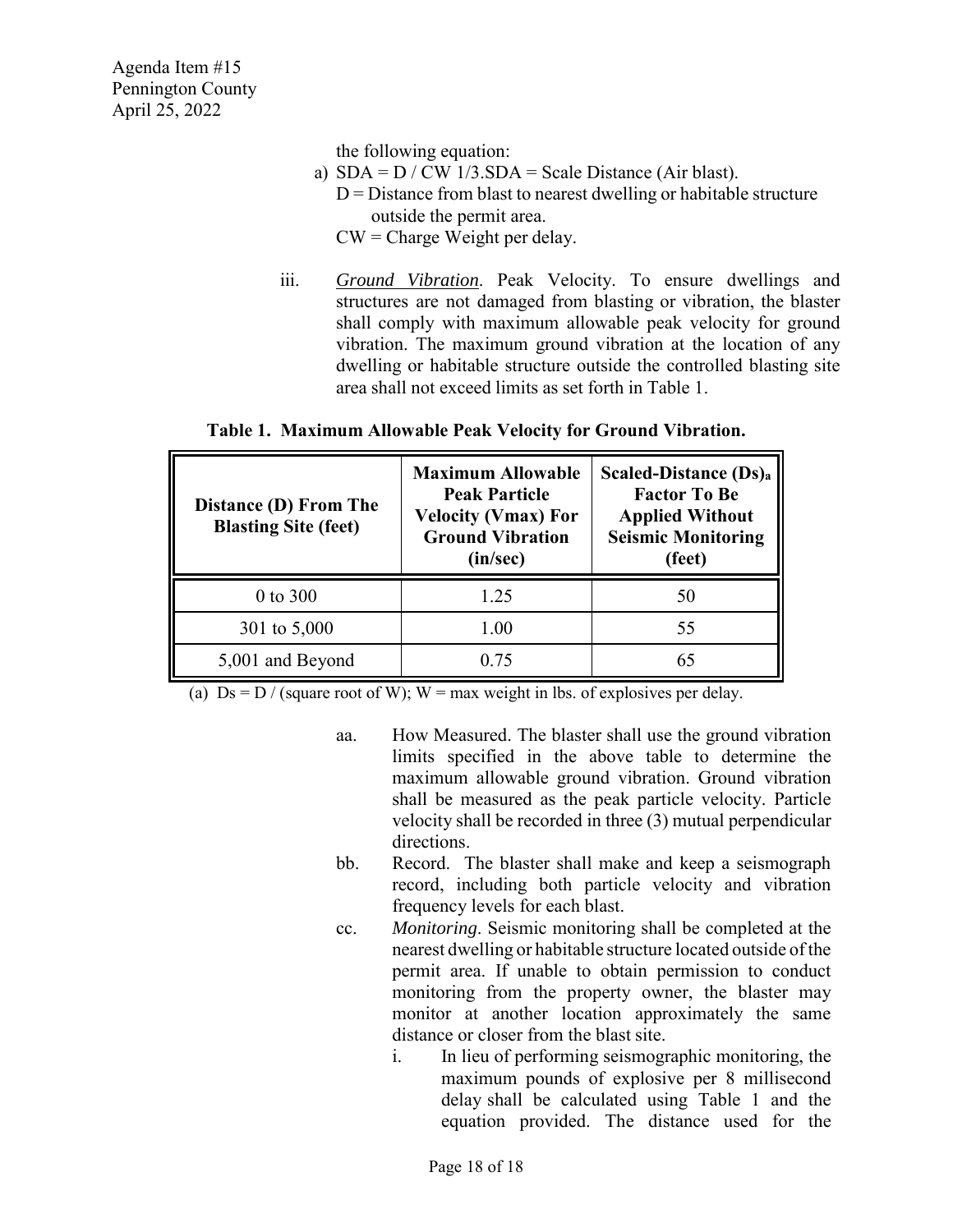the following equation:

a) SDA = D / CW 1/3.SDA = Scale Distance (Air blast).
   D = Distance from blast to nearest dwelling or habitable structure outside the permit area.
   CW = Charge Weight per delay.

iii. *Ground Vibration*. Peak Velocity. To ensure dwellings and structures are not damaged from blasting or vibration, the blaster shall comply with maximum allowable peak velocity for ground vibration. The maximum ground vibration at the location of any dwelling or habitable structure outside the controlled blasting site area shall not exceed limits as set forth in Table 1.

**Table 1. Maximum Allowable Peak Velocity for Ground Vibration.**

| Distance (D) From The Blasting Site (feet) | Maximum Allowable Peak Particle Velocity (Vmax) For Ground Vibration (in/sec) | Scaled-Distance (Ds)[a] Factor To Be Applied Without Seismic Monitoring (feet) |
|---|---|---|
| 0 to 300 | 1.25 | 50 |
| 301 to 5,000 | 1.00 | 55 |
| 5,001 and Beyond | 0.75 | 65 |

(a) Ds = D / (square root of W); W = max weight in lbs. of explosives per delay.

aa. How Measured. The blaster shall use the ground vibration limits specified in the above table to determine the maximum allowable ground vibration. Ground vibration shall be measured as the peak particle velocity. Particle velocity shall be recorded in three (3) mutual perpendicular directions.

bb. Record. The blaster shall make and keep a seismograph record, including both particle velocity and vibration frequency levels for each blast.

cc. *Monitoring*. Seismic monitoring shall be completed at the nearest dwelling or habitable structure located outside of the permit area. If unable to obtain permission to conduct monitoring from the property owner, the blaster may monitor at another location approximately the same distance or closer from the blast site.

   i. In lieu of performing seismographic monitoring, the maximum pounds of explosive per 8 millisecond delay shall be calculated using Table 1 and the equation provided. The distance used for the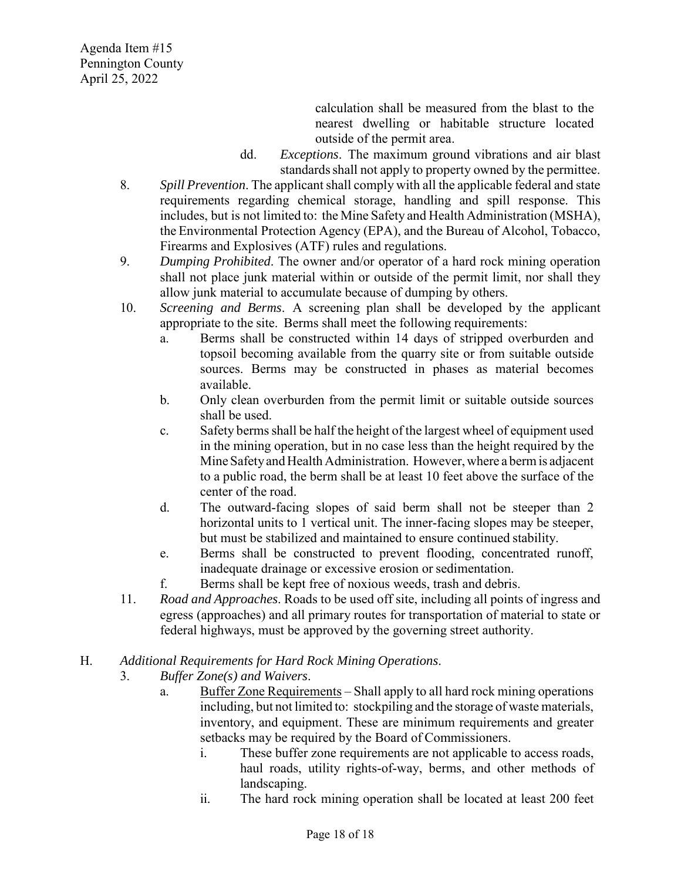calculation shall be measured from the blast to the nearest dwelling or habitable structure located outside of the permit area.

dd. *Exceptions*. The maximum ground vibrations and air blast standards shall not apply to property owned by the permittee.

8. *Spill Prevention*. The applicant shall comply with all the applicable federal and state requirements regarding chemical storage, handling and spill response. This includes, but is not limited to: the Mine Safety and Health Administration (MSHA), the Environmental Protection Agency (EPA), and the Bureau of Alcohol, Tobacco, Firearms and Explosives (ATF) rules and regulations.

9. *Dumping Prohibited*. The owner and/or operator of a hard rock mining operation shall not place junk material within or outside of the permit limit, nor shall they allow junk material to accumulate because of dumping by others.

10. *Screening and Berms*. A screening plan shall be developed by the applicant appropriate to the site. Berms shall meet the following requirements:
    a. Berms shall be constructed within 14 days of stripped overburden and topsoil becoming available from the quarry site or from suitable outside sources. Berms may be constructed in phases as material becomes available.
    b. Only clean overburden from the permit limit or suitable outside sources shall be used.
    c. Safety berms shall be half the height of the largest wheel of equipment used in the mining operation, but in no case less than the height required by the Mine Safety and Health Administration. However, where a berm is adjacent to a public road, the berm shall be at least 10 feet above the surface of the center of the road.
    d. The outward-facing slopes of said berm shall not be steeper than 2 horizontal units to 1 vertical unit. The inner-facing slopes may be steeper, but must be stabilized and maintained to ensure continued stability.
    e. Berms shall be constructed to prevent flooding, concentrated runoff, inadequate drainage or excessive erosion or sedimentation.
    f. Berms shall be kept free of noxious weeds, trash and debris.

11. *Road and Approaches*. Roads to be used off site, including all points of ingress and egress (approaches) and all primary routes for transportation of material to state or federal highways, must be approved by the governing street authority.

H. *Additional Requirements for Hard Rock Mining Operations*.

3. *Buffer Zone(s) and Waivers*.
    a. <u>Buffer Zone Requirements</u> – Shall apply to all hard rock mining operations including, but not limited to: stockpiling and the storage of waste materials, inventory, and equipment. These are minimum requirements and greater setbacks may be required by the Board of Commissioners.
        i. These buffer zone requirements are not applicable to access roads, haul roads, utility rights-of-way, berms, and other methods of landscaping.
        ii. The hard rock mining operation shall be located at least 200 feet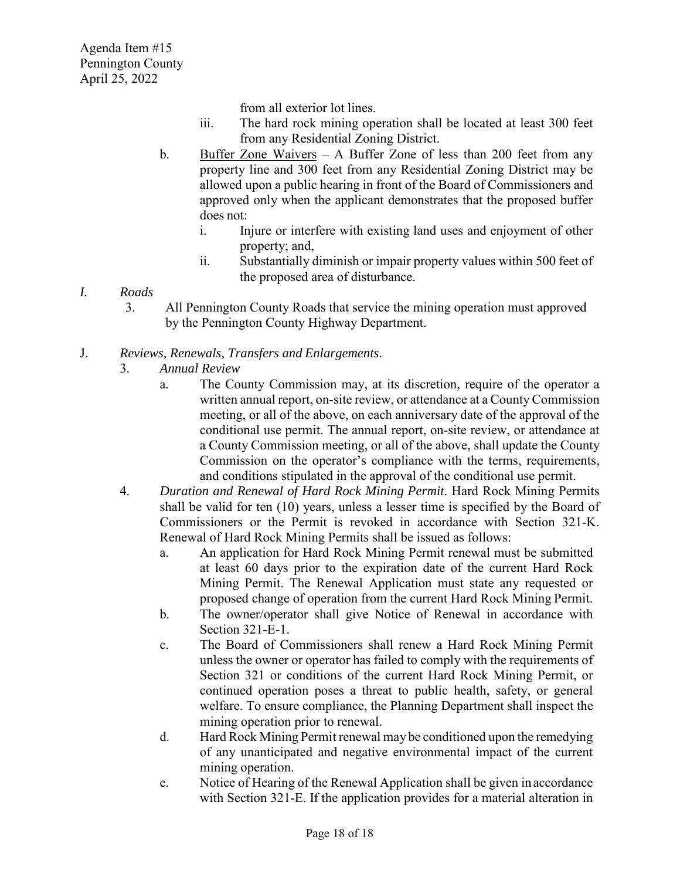from all exterior lot lines.

iii. The hard rock mining operation shall be located at least 300 feet from any Residential Zoning District.

b. Buffer Zone Waivers – A Buffer Zone of less than 200 feet from any property line and 300 feet from any Residential Zoning District may be allowed upon a public hearing in front of the Board of Commissioners and approved only when the applicant demonstrates that the proposed buffer does not:

i. Injure or interfere with existing land uses and enjoyment of other property; and,

ii. Substantially diminish or impair property values within 500 feet of the proposed area of disturbance.

*I. Roads*

3. All Pennington County Roads that service the mining operation must approved by the Pennington County Highway Department.

J. *Reviews, Renewals, Transfers and Enlargements*.

3. *Annual Review*

a. The County Commission may, at its discretion, require of the operator a written annual report, on-site review, or attendance at a County Commission meeting, or all of the above, on each anniversary date of the approval of the conditional use permit. The annual report, on-site review, or attendance at a County Commission meeting, or all of the above, shall update the County Commission on the operator's compliance with the terms, requirements, and conditions stipulated in the approval of the conditional use permit.

4. *Duration and Renewal of Hard Rock Mining Permit*. Hard Rock Mining Permits shall be valid for ten (10) years, unless a lesser time is specified by the Board of Commissioners or the Permit is revoked in accordance with Section 321-K. Renewal of Hard Rock Mining Permits shall be issued as follows:

a. An application for Hard Rock Mining Permit renewal must be submitted at least 60 days prior to the expiration date of the current Hard Rock Mining Permit. The Renewal Application must state any requested or proposed change of operation from the current Hard Rock Mining Permit.

b. The owner/operator shall give Notice of Renewal in accordance with Section 321-E-1.

c. The Board of Commissioners shall renew a Hard Rock Mining Permit unless the owner or operator has failed to comply with the requirements of Section 321 or conditions of the current Hard Rock Mining Permit, or continued operation poses a threat to public health, safety, or general welfare. To ensure compliance, the Planning Department shall inspect the mining operation prior to renewal.

d. Hard Rock Mining Permit renewal may be conditioned upon the remedying of any unanticipated and negative environmental impact of the current mining operation.

e. Notice of Hearing of the Renewal Application shall be given in accordance with Section 321-E. If the application provides for a material alteration in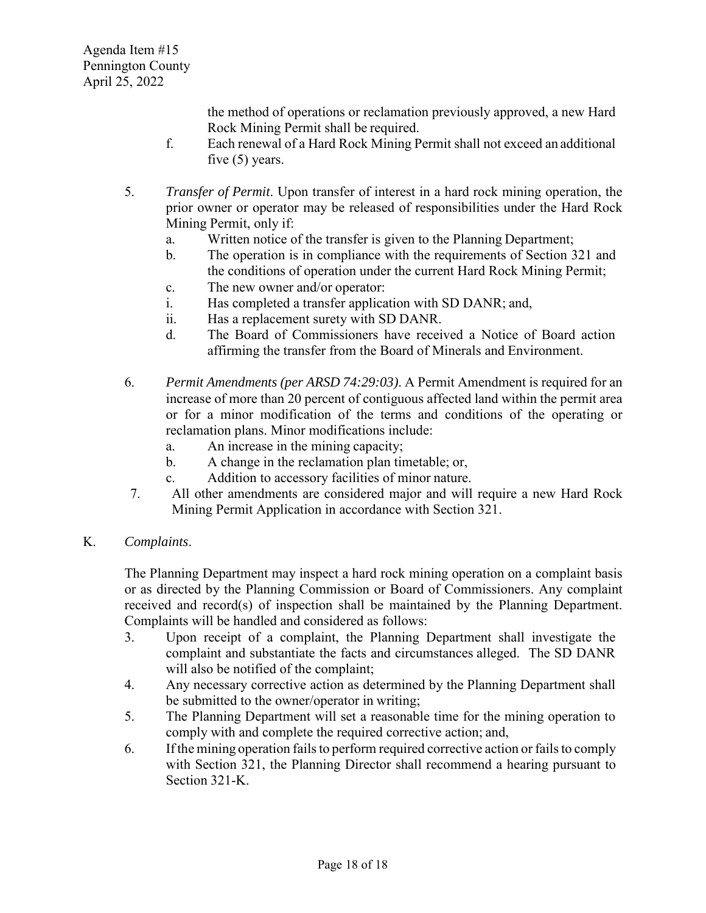the method of operations or reclamation previously approved, a new Hard Rock Mining Permit shall be required.

f. Each renewal of a Hard Rock Mining Permit shall not exceed an additional five (5) years.

5. *Transfer of Permit*. Upon transfer of interest in a hard rock mining operation, the prior owner or operator may be released of responsibilities under the Hard Rock Mining Permit, only if:
   a. Written notice of the transfer is given to the Planning Department;
   b. The operation is in compliance with the requirements of Section 321 and the conditions of operation under the current Hard Rock Mining Permit;
   c. The new owner and/or operator:
   i. Has completed a transfer application with SD DANR; and,
   ii. Has a replacement surety with SD DANR.
   d. The Board of Commissioners have received a Notice of Board action affirming the transfer from the Board of Minerals and Environment.

6. *Permit Amendments (per ARSD 74:29:03)*. A Permit Amendment is required for an increase of more than 20 percent of contiguous affected land within the permit area or for a minor modification of the terms and conditions of the operating or reclamation plans. Minor modifications include:
   a. An increase in the mining capacity;
   b. A change in the reclamation plan timetable; or,
   c. Addition to accessory facilities of minor nature.

7. All other amendments are considered major and will require a new Hard Rock Mining Permit Application in accordance with Section 321.

K. *Complaints*.

The Planning Department may inspect a hard rock mining operation on a complaint basis or as directed by the Planning Commission or Board of Commissioners. Any complaint received and record(s) of inspection shall be maintained by the Planning Department. Complaints will be handled and considered as follows:

3. Upon receipt of a complaint, the Planning Department shall investigate the complaint and substantiate the facts and circumstances alleged. The SD DANR will also be notified of the complaint;
4. Any necessary corrective action as determined by the Planning Department shall be submitted to the owner/operator in writing;
5. The Planning Department will set a reasonable time for the mining operation to comply with and complete the required corrective action; and,
6. If the mining operation fails to perform required corrective action or fails to comply with Section 321, the Planning Director shall recommend a hearing pursuant to Section 321-K.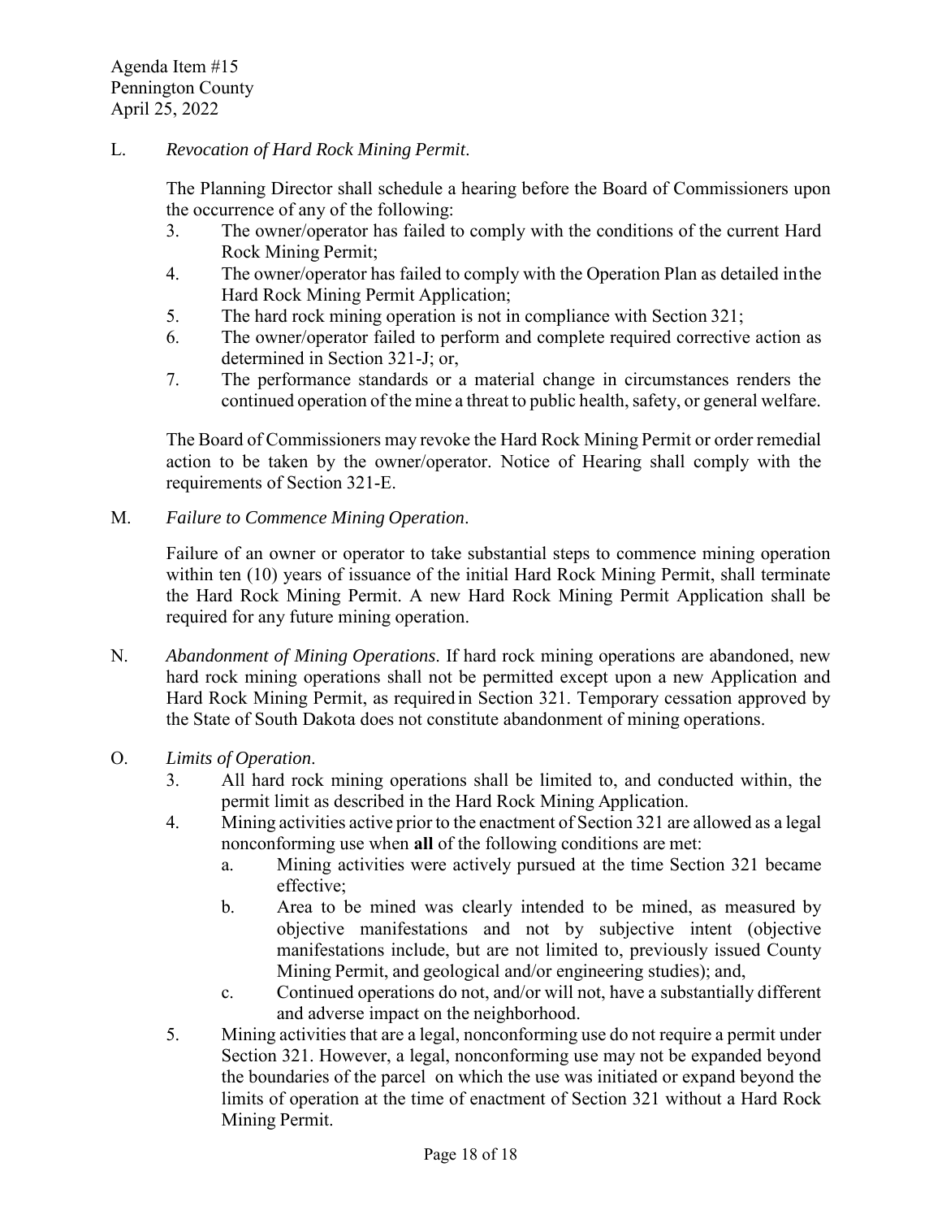L. *Revocation of Hard Rock Mining Permit*.

The Planning Director shall schedule a hearing before the Board of Commissioners upon the occurrence of any of the following:

3. The owner/operator has failed to comply with the conditions of the current Hard Rock Mining Permit;
4. The owner/operator has failed to comply with the Operation Plan as detailed in the Hard Rock Mining Permit Application;
5. The hard rock mining operation is not in compliance with Section 321;
6. The owner/operator failed to perform and complete required corrective action as determined in Section 321-J; or,
7. The performance standards or a material change in circumstances renders the continued operation of the mine a threat to public health, safety, or general welfare.

The Board of Commissioners may revoke the Hard Rock Mining Permit or order remedial action to be taken by the owner/operator. Notice of Hearing shall comply with the requirements of Section 321-E.

M. *Failure to Commence Mining Operation*.

Failure of an owner or operator to take substantial steps to commence mining operation within ten (10) years of issuance of the initial Hard Rock Mining Permit, shall terminate the Hard Rock Mining Permit. A new Hard Rock Mining Permit Application shall be required for any future mining operation.

N. *Abandonment of Mining Operations*. If hard rock mining operations are abandoned, new hard rock mining operations shall not be permitted except upon a new Application and Hard Rock Mining Permit, as required in Section 321. Temporary cessation approved by the State of South Dakota does not constitute abandonment of mining operations.

O. *Limits of Operation*.

3. All hard rock mining operations shall be limited to, and conducted within, the permit limit as described in the Hard Rock Mining Application.
4. Mining activities active prior to the enactment of Section 321 are allowed as a legal nonconforming use when **all** of the following conditions are met:
   a. Mining activities were actively pursued at the time Section 321 became effective;
   b. Area to be mined was clearly intended to be mined, as measured by objective manifestations and not by subjective intent (objective manifestations include, but are not limited to, previously issued County Mining Permit, and geological and/or engineering studies); and,
   c. Continued operations do not, and/or will not, have a substantially different and adverse impact on the neighborhood.
5. Mining activities that are a legal, nonconforming use do not require a permit under Section 321. However, a legal, nonconforming use may not be expanded beyond the boundaries of the parcel on which the use was initiated or expand beyond the limits of operation at the time of enactment of Section 321 without a Hard Rock Mining Permit.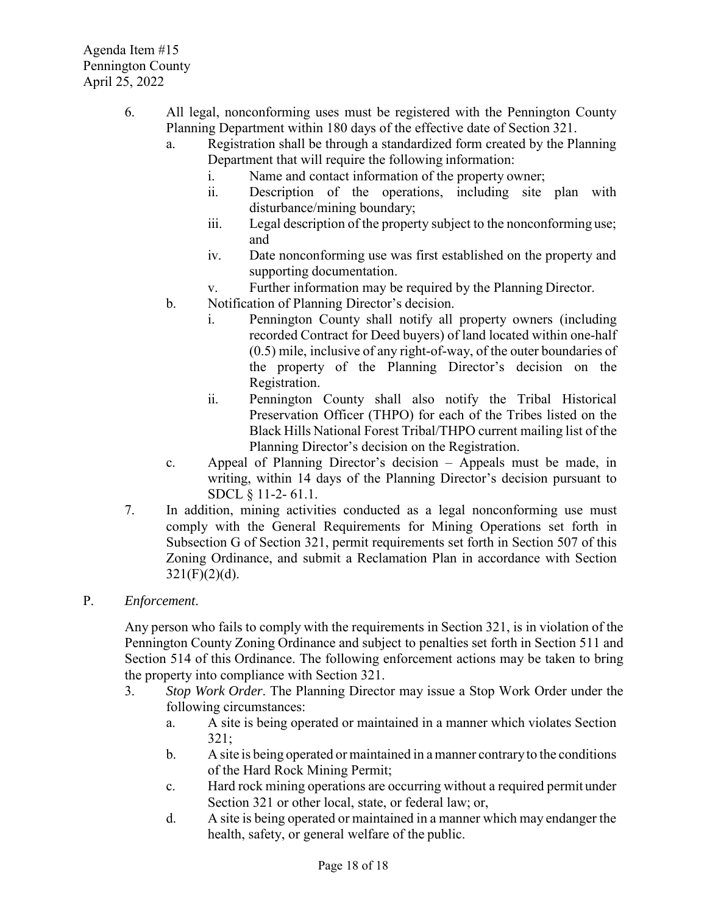6. All legal, nonconforming uses must be registered with the Pennington County Planning Department within 180 days of the effective date of Section 321.
   a. Registration shall be through a standardized form created by the Planning Department that will require the following information:
      i. Name and contact information of the property owner;
      ii. Description of the operations, including site plan with disturbance/mining boundary;
      iii. Legal description of the property subject to the nonconforming use; and
      iv. Date nonconforming use was first established on the property and supporting documentation.
      v. Further information may be required by the Planning Director.
   b. Notification of Planning Director's decision.
      i. Pennington County shall notify all property owners (including recorded Contract for Deed buyers) of land located within one-half (0.5) mile, inclusive of any right-of-way, of the outer boundaries of the property of the Planning Director's decision on the Registration.
      ii. Pennington County shall also notify the Tribal Historical Preservation Officer (THPO) for each of the Tribes listed on the Black Hills National Forest Tribal/THPO current mailing list of the Planning Director's decision on the Registration.
   c. Appeal of Planning Director's decision – Appeals must be made, in writing, within 14 days of the Planning Director's decision pursuant to SDCL § 11-2- 61.1.
7. In addition, mining activities conducted as a legal nonconforming use must comply with the General Requirements for Mining Operations set forth in Subsection G of Section 321, permit requirements set forth in Section 507 of this Zoning Ordinance, and submit a Reclamation Plan in accordance with Section 321(F)(2)(d).

P. *Enforcement*.

Any person who fails to comply with the requirements in Section 321, is in violation of the Pennington County Zoning Ordinance and subject to penalties set forth in Section 511 and Section 514 of this Ordinance. The following enforcement actions may be taken to bring the property into compliance with Section 321.

3. *Stop Work Order*. The Planning Director may issue a Stop Work Order under the following circumstances:
   a. A site is being operated or maintained in a manner which violates Section 321;
   b. A site is being operated or maintained in a manner contrary to the conditions of the Hard Rock Mining Permit;
   c. Hard rock mining operations are occurring without a required permit under Section 321 or other local, state, or federal law; or,
   d. A site is being operated or maintained in a manner which may endanger the health, safety, or general welfare of the public.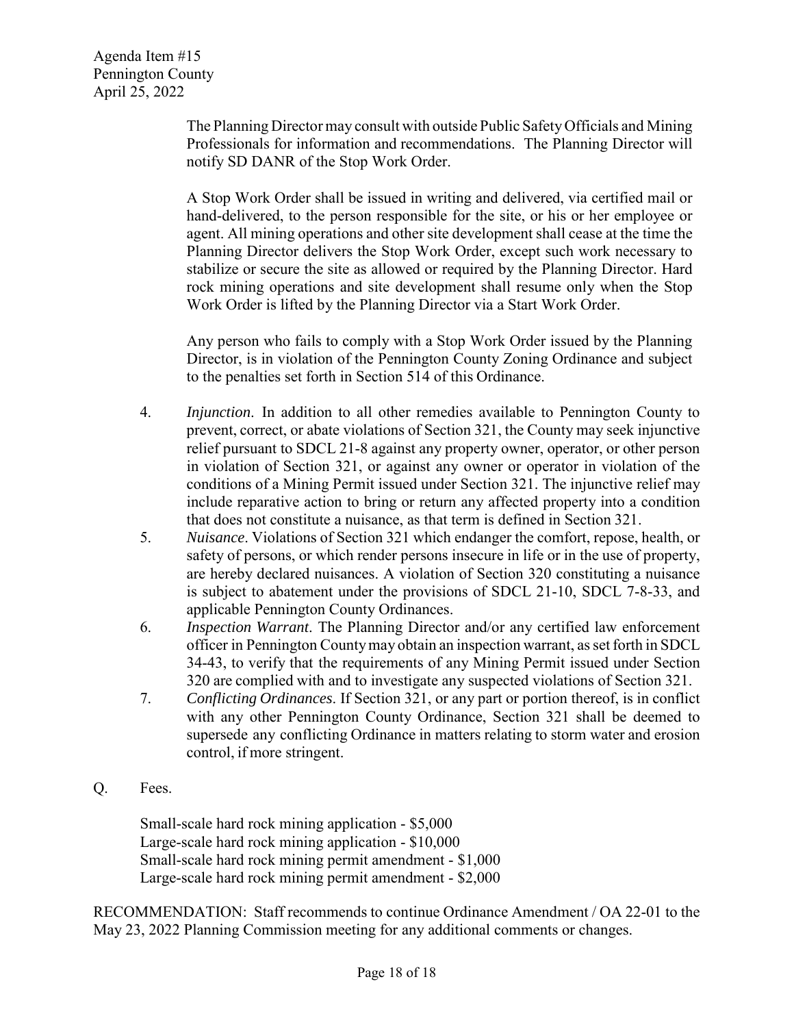The Planning Director may consult with outside Public Safety Officials and Mining Professionals for information and recommendations. The Planning Director will notify SD DANR of the Stop Work Order.

A Stop Work Order shall be issued in writing and delivered, via certified mail or hand-delivered, to the person responsible for the site, or his or her employee or agent. All mining operations and other site development shall cease at the time the Planning Director delivers the Stop Work Order, except such work necessary to stabilize or secure the site as allowed or required by the Planning Director. Hard rock mining operations and site development shall resume only when the Stop Work Order is lifted by the Planning Director via a Start Work Order.

Any person who fails to comply with a Stop Work Order issued by the Planning Director, is in violation of the Pennington County Zoning Ordinance and subject to the penalties set forth in Section 514 of this Ordinance.

4. *Injunction*. In addition to all other remedies available to Pennington County to prevent, correct, or abate violations of Section 321, the County may seek injunctive relief pursuant to SDCL 21-8 against any property owner, operator, or other person in violation of Section 321, or against any owner or operator in violation of the conditions of a Mining Permit issued under Section 321. The injunctive relief may include reparative action to bring or return any affected property into a condition that does not constitute a nuisance, as that term is defined in Section 321.
5. *Nuisance*. Violations of Section 321 which endanger the comfort, repose, health, or safety of persons, or which render persons insecure in life or in the use of property, are hereby declared nuisances. A violation of Section 320 constituting a nuisance is subject to abatement under the provisions of SDCL 21-10, SDCL 7-8-33, and applicable Pennington County Ordinances.
6. *Inspection Warrant*. The Planning Director and/or any certified law enforcement officer in Pennington County may obtain an inspection warrant, as set forth in SDCL 34-43, to verify that the requirements of any Mining Permit issued under Section 320 are complied with and to investigate any suspected violations of Section 321.
7. *Conflicting Ordinances*. If Section 321, or any part or portion thereof, is in conflict with any other Pennington County Ordinance, Section 321 shall be deemed to supersede any conflicting Ordinance in matters relating to storm water and erosion control, if more stringent.

Q. Fees.

Small-scale hard rock mining application - $5,000
Large-scale hard rock mining application - $10,000
Small-scale hard rock mining permit amendment - $1,000
Large-scale hard rock mining permit amendment - $2,000

RECOMMENDATION: Staff recommends to continue Ordinance Amendment / OA 22-01 to the May 23, 2022 Planning Commission meeting for any additional comments or changes.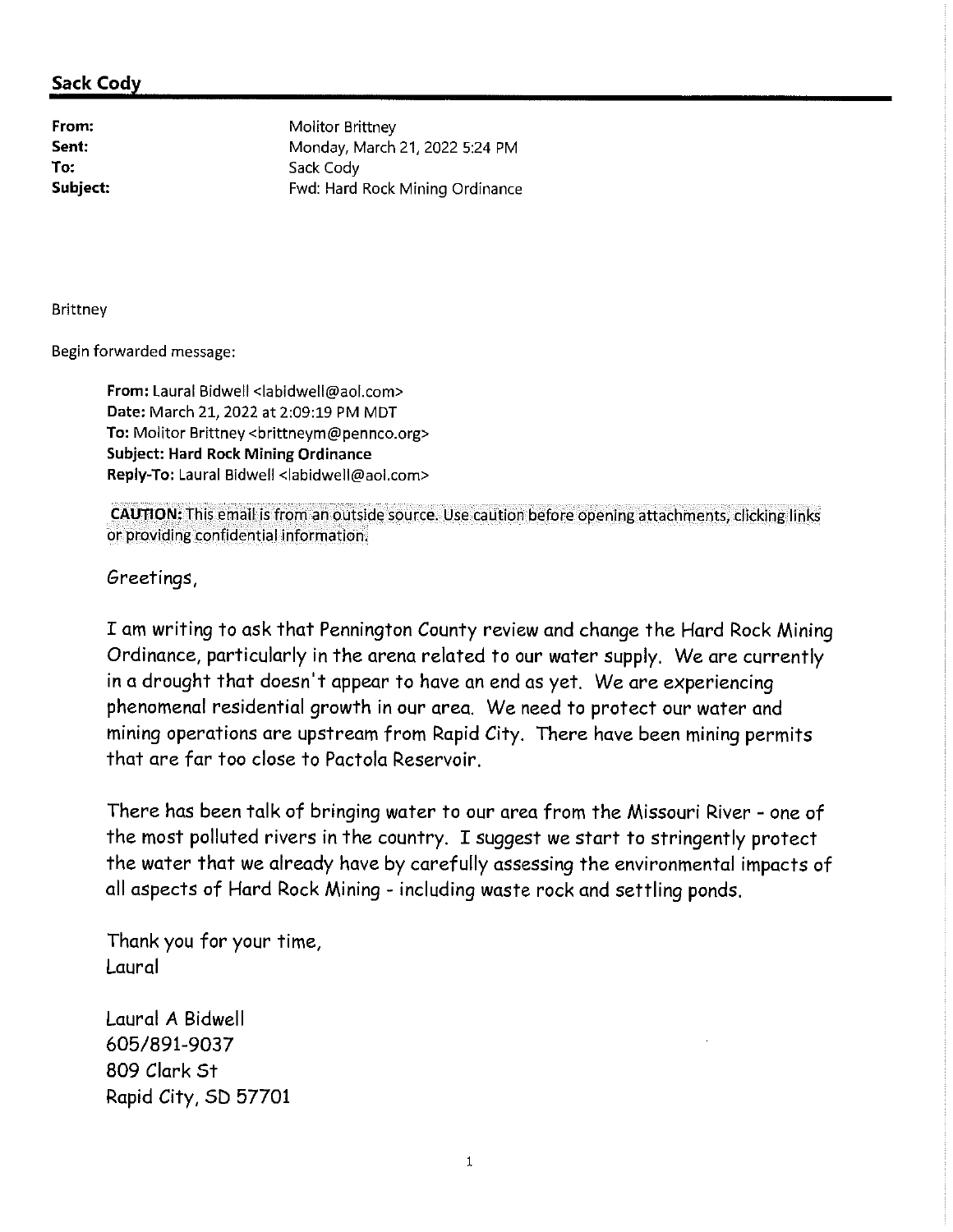**Sack Cody**

**From:** Molitor Brittney
**Sent:** Monday, March 21, 2022 5:24 PM
**To:** Sack Cody
**Subject:** Fwd: Hard Rock Mining Ordinance

Brittney

Begin forwarded message:

> **From:** Laural Bidwell <labidwell@aol.com>
> **Date:** March 21, 2022 at 2:09:19 PM MDT
> **To:** Molitor Brittney <brittneym@pennco.org>
> **Subject: Hard Rock Mining Ordinance**
> **Reply-To:** Laural Bidwell <labidwell@aol.com>
>
> **CAUTION:** This email is from an outside source. Use caution before opening attachments, clicking links or providing confidential information.
>
> Greetings,
>
> I am writing to ask that Pennington County review and change the Hard Rock Mining Ordinance, particularly in the arena related to our water supply. We are currently in a drought that doesn't appear to have an end as yet. We are experiencing phenomenal residential growth in our area. We need to protect our water and mining operations are upstream from Rapid City. There have been mining permits that are far too close to Pactola Reservoir.
>
> There has been talk of bringing water to our area from the Missouri River - one of the most polluted rivers in the country. I suggest we start to stringently protect the water that we already have by carefully assessing the environmental impacts of all aspects of Hard Rock Mining - including waste rock and settling ponds.
>
> Thank you for your time,
> Laural
>
> Laural A Bidwell
> 605/891-9037
> 809 Clark St
> Rapid City, SD 57701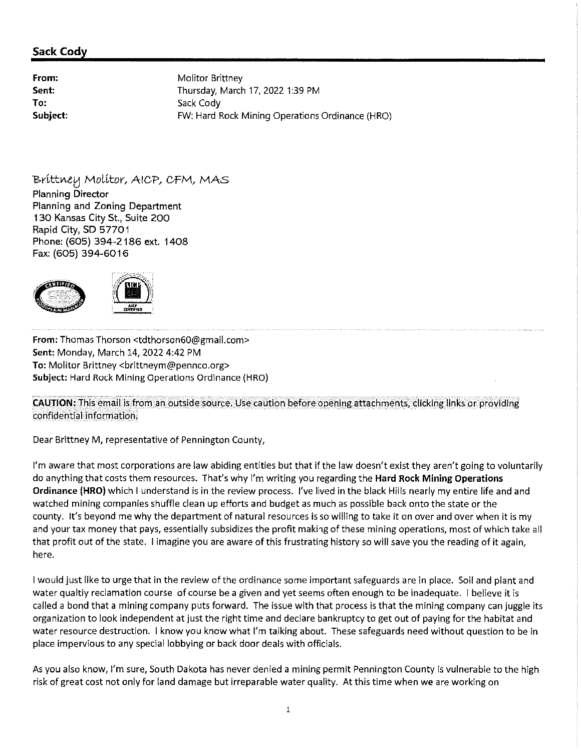## Sack Cody

**From:** Molitor Brittney
**Sent:** Thursday, March 17, 2022 1:39 PM
**To:** Sack Cody
**Subject:** FW: Hard Rock Mining Operations Ordinance (HRO)

Brittney Molitor, AICP, CFM, MAS
Planning Director
Planning and Zoning Department
130 Kansas City St., Suite 200
Rapid City, SD 57701
Phone: (605) 394-2186 ext. 1408
Fax: (605) 394-6016

**From:** Thomas Thorson <tdthorson60@gmail.com>
**Sent:** Monday, March 14, 2022 4:42 PM
**To:** Molitor Brittney <brittneym@pennco.org>
**Subject:** Hard Rock Mining Operations Ordinance (HRO)

**CAUTION:** This email is from an outside source. Use caution before opening attachments, clicking links or providing confidential information.

Dear Brittney M, representative of Pennington County,

I'm aware that most corporations are law abiding entities but that if the law doesn't exist they aren't going to voluntarily do anything that costs them resources. That's why I'm writing you regarding the **Hard Rock Mining Operations Ordinance (HRO)** which I understand is in the review process. I've lived in the black Hills nearly my entire life and and watched mining companies shuffle clean up efforts and budget as much as possible back onto the state or the county. It's beyond me why the department of natural resources is so willing to take it on over and over when it is my and your tax money that pays, essentially subsidizes the profit making of these mining operations, most of which take all that profit out of the state. I imagine you are aware of this frustrating history so will save you the reading of it again, here.

I would just like to urge that in the review of the ordinance some important safeguards are in place. Soil and plant and water qualtiy reclamation course of course be a given and yet seems often enough to be inadequate. I believe it is called a bond that a mining company puts forward. The issue with that process is that the mining company can juggle its organization to look independent at just the right time and declare bankruptcy to get out of paying for the habitat and water resource destruction. I know you know what I'm talking about. These safeguards need without question to be in place impervious to any special lobbying or back door deals with officials.

As you also know, I'm sure, South Dakota has never denied a mining permit Pennington County is vulnerable to the high risk of great cost not only for land damage but irreparable water quality. At this time when we are working on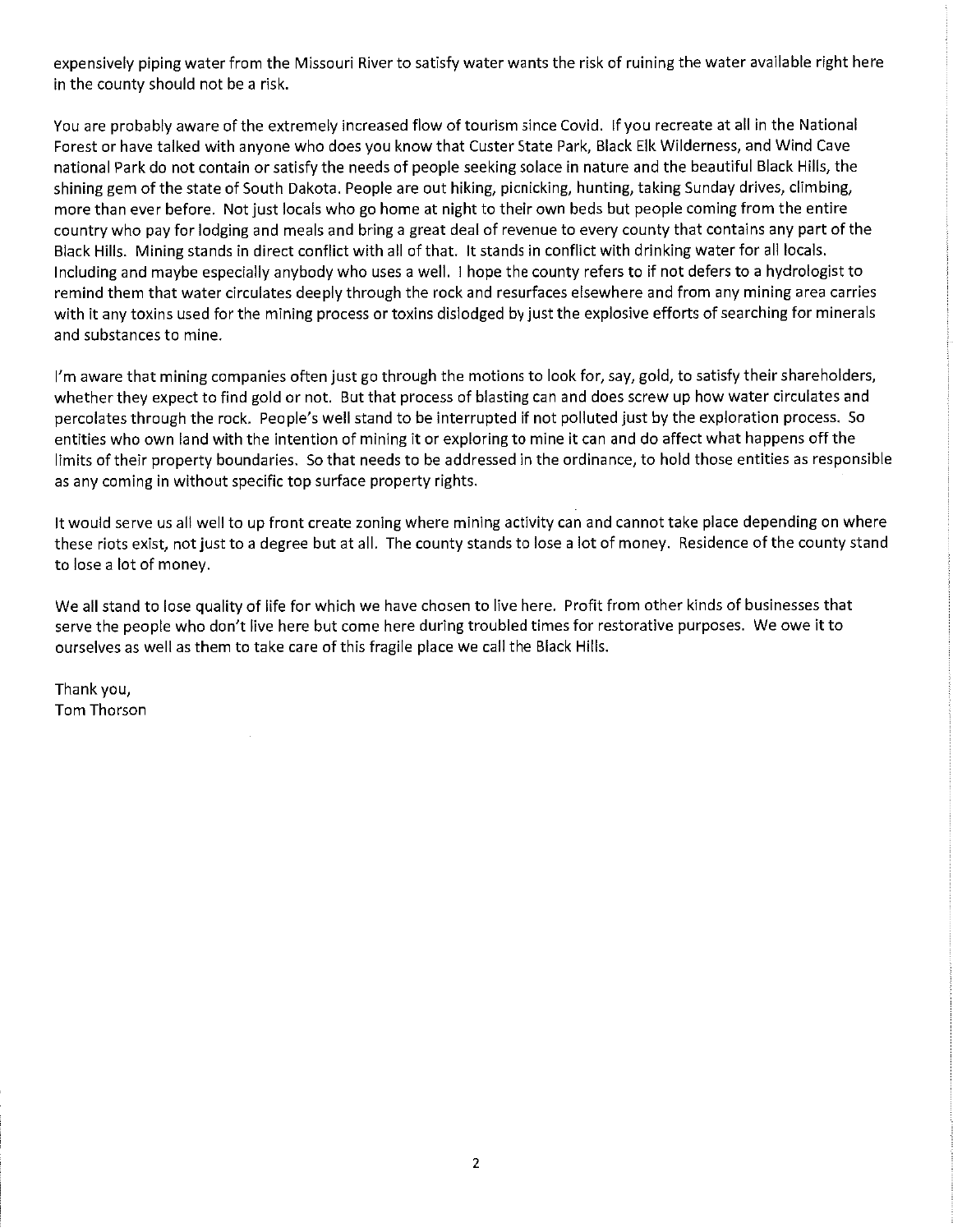expensively piping water from the Missouri River to satisfy water wants the risk of ruining the water available right here in the county should not be a risk.

You are probably aware of the extremely increased flow of tourism since Covid. If you recreate at all in the National Forest or have talked with anyone who does you know that Custer State Park, Black Elk Wilderness, and Wind Cave national Park do not contain or satisfy the needs of people seeking solace in nature and the beautiful Black Hills, the shining gem of the state of South Dakota. People are out hiking, picnicking, hunting, taking Sunday drives, climbing, more than ever before. Not just locals who go home at night to their own beds but people coming from the entire country who pay for lodging and meals and bring a great deal of revenue to every county that contains any part of the Black Hills. Mining stands in direct conflict with all of that. It stands in conflict with drinking water for all locals. Including and maybe especially anybody who uses a well. I hope the county refers to if not defers to a hydrologist to remind them that water circulates deeply through the rock and resurfaces elsewhere and from any mining area carries with it any toxins used for the mining process or toxins dislodged by just the explosive efforts of searching for minerals and substances to mine.

I'm aware that mining companies often just go through the motions to look for, say, gold, to satisfy their shareholders, whether they expect to find gold or not. But that process of blasting can and does screw up how water circulates and percolates through the rock. People's well stand to be interrupted if not polluted just by the exploration process. So entities who own land with the intention of mining it or exploring to mine it can and do affect what happens off the limits of their property boundaries. So that needs to be addressed in the ordinance, to hold those entities as responsible as any coming in without specific top surface property rights.

It would serve us all well to up front create zoning where mining activity can and cannot take place depending on where these riots exist, not just to a degree but at all. The county stands to lose a lot of money. Residence of the county stand to lose a lot of money.

We all stand to lose quality of life for which we have chosen to live here. Profit from other kinds of businesses that serve the people who don't live here but come here during troubled times for restorative purposes. We owe it to ourselves as well as them to take care of this fragile place we call the Black Hills.

Thank you,
Tom Thorson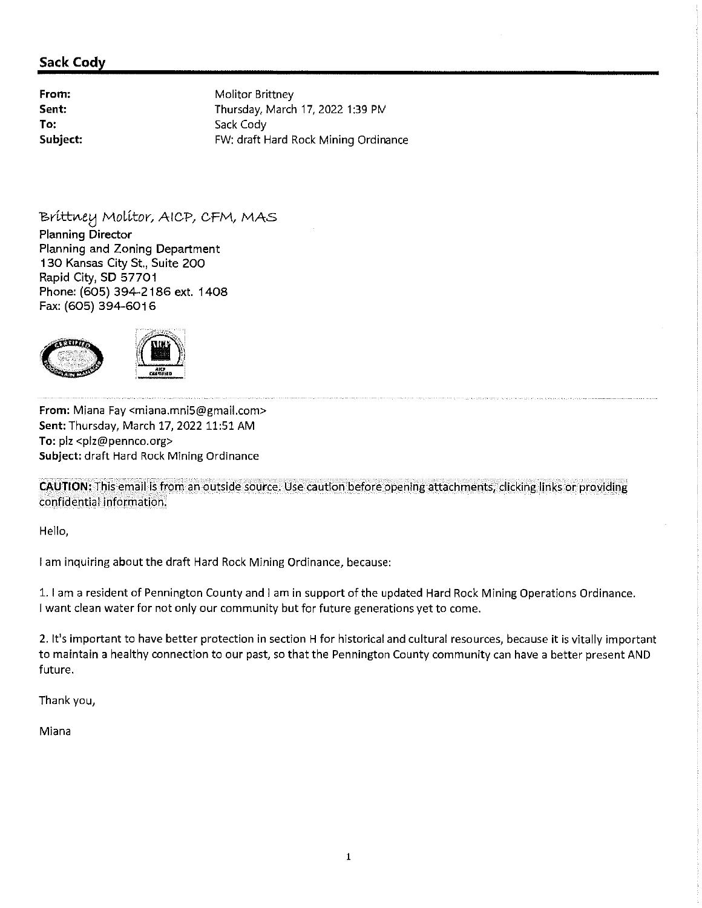## Sack Cody

| | |
|---|---|
| **From:** | Molitor Brittney |
| **Sent:** | Thursday, March 17, 2022 1:39 PM |
| **To:** | Sack Cody |
| **Subject:** | FW: draft Hard Rock Mining Ordinance |

Brittney Molitor, AICP, CFM, MAS
**Planning Director**
Planning and Zoning Department
130 Kansas City St., Suite 200
Rapid City, SD 57701
Phone: (605) 394-2186 ext. 1408
Fax: (605) 394-6016

**From:** Miana Fay <miana.mni5@gmail.com>
**Sent:** Thursday, March 17, 2022 11:51 AM
**To:** plz <plz@pennco.org>
**Subject:** draft Hard Rock Mining Ordinance

**CAUTION:** This email is from an outside source. Use caution before opening attachments, clicking links or providing confidential information.

Hello,

I am inquiring about the draft Hard Rock Mining Ordinance, because:

1. I am a resident of Pennington County and I am in support of the updated Hard Rock Mining Operations Ordinance. I want clean water for not only our community but for future generations yet to come.

2. It's important to have better protection in section H for historical and cultural resources, because it is vitally important to maintain a healthy connection to our past, so that the Pennington County community can have a better present AND future.

Thank you,

Miana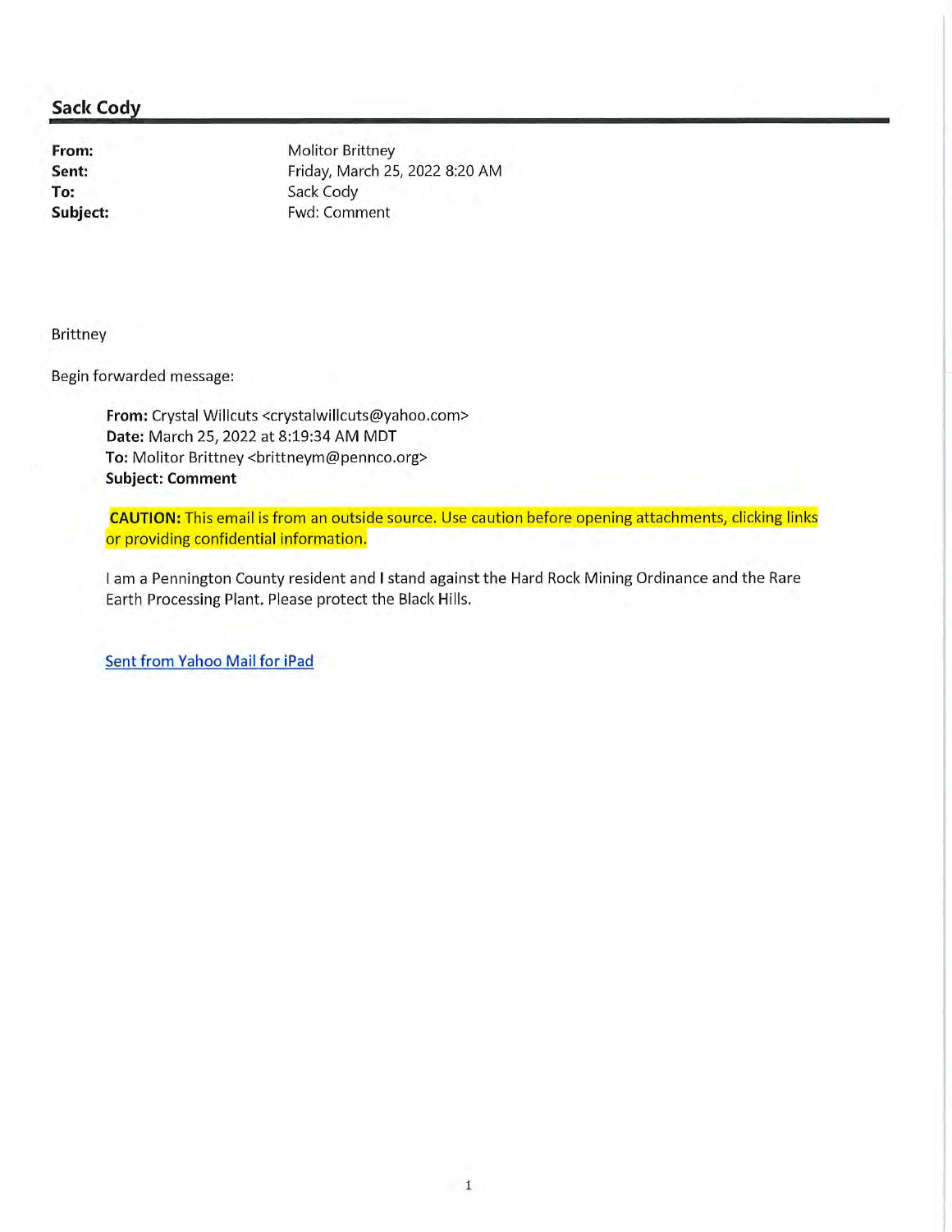## Sack Cody

**From:** Molitor Brittney
**Sent:** Friday, March 25, 2022 8:20 AM
**To:** Sack Cody
**Subject:** Fwd: Comment

Brittney

Begin forwarded message:

> **From:** Crystal Willcuts <crystalwillcuts@yahoo.com>
> **Date:** March 25, 2022 at 8:19:34 AM MDT
> **To:** Molitor Brittney <brittneym@pennco.org>
> **Subject: Comment**
>
> **CAUTION:** This email is from an outside source. Use caution before opening attachments, clicking links or providing confidential information.
>
> I am a Pennington County resident and I stand against the Hard Rock Mining Ordinance and the Rare Earth Processing Plant. Please protect the Black Hills.
>
> Sent from Yahoo Mail for iPad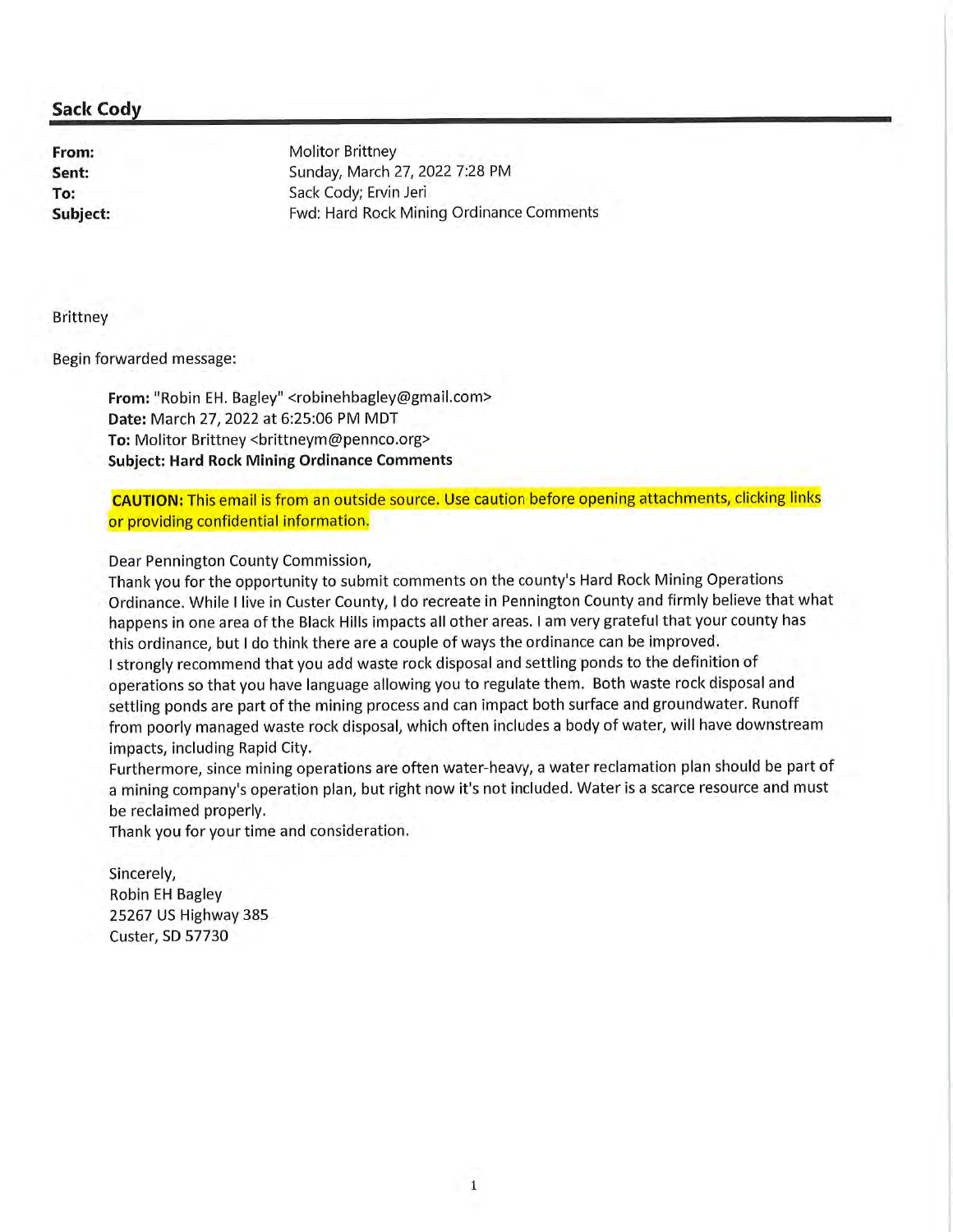## Sack Cody

**From:** Molitor Brittney
**Sent:** Sunday, March 27, 2022 7:28 PM
**To:** Sack Cody; Ervin Jeri
**Subject:** Fwd: Hard Rock Mining Ordinance Comments

Brittney

Begin forwarded message:

> **From:** "Robin EH. Bagley" <robinehbagley@gmail.com>
> **Date:** March 27, 2022 at 6:25:06 PM MDT
> **To:** Molitor Brittney <brittneym@pennco.org>
> **Subject: Hard Rock Mining Ordinance Comments**
>
> **CAUTION:** This email is from an outside source. Use caution before opening attachments, clicking links or providing confidential information.
>
> Dear Pennington County Commission,
> Thank you for the opportunity to submit comments on the county's Hard Rock Mining Operations Ordinance. While I live in Custer County, I do recreate in Pennington County and firmly believe that what happens in one area of the Black Hills impacts all other areas. I am very grateful that your county has this ordinance, but I do think there are a couple of ways the ordinance can be improved.
> I strongly recommend that you add waste rock disposal and settling ponds to the definition of operations so that you have language allowing you to regulate them. Both waste rock disposal and settling ponds are part of the mining process and can impact both surface and groundwater. Runoff from poorly managed waste rock disposal, which often includes a body of water, will have downstream impacts, including Rapid City.
> Furthermore, since mining operations are often water-heavy, a water reclamation plan should be part of a mining company's operation plan, but right now it's not included. Water is a scarce resource and must be reclaimed properly.
> Thank you for your time and consideration.
>
> Sincerely,
> Robin EH Bagley
> 25267 US Highway 385
> Custer, SD 57730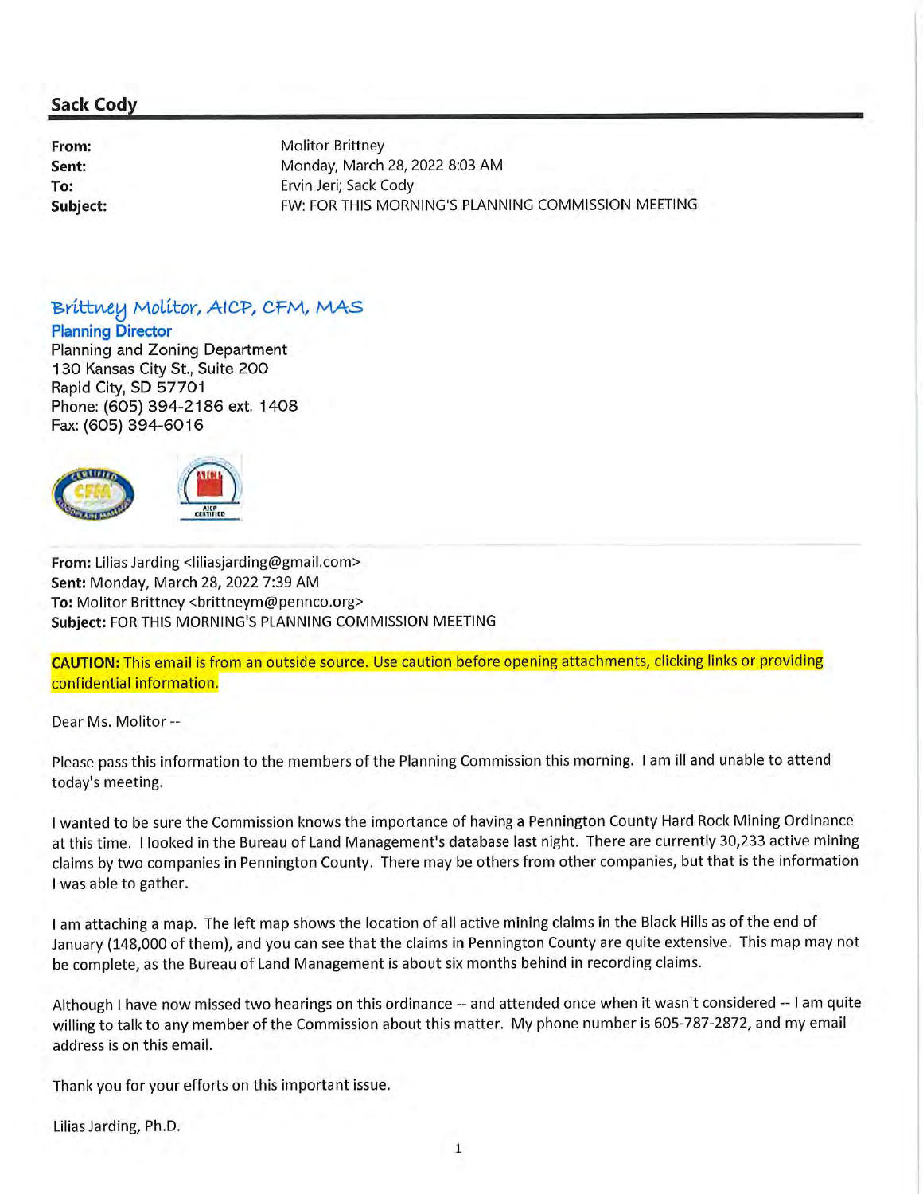## Sack Cody

**From:** Molitor Brittney
**Sent:** Monday, March 28, 2022 8:03 AM
**To:** Ervin Jeri; Sack Cody
**Subject:** FW: FOR THIS MORNING'S PLANNING COMMISSION MEETING

Brittney Molitor, AICP, CFM, MAS
**Planning Director**
Planning and Zoning Department
130 Kansas City St., Suite 200
Rapid City, SD 57701
Phone: (605) 394-2186 ext. 1408
Fax: (605) 394-6016

**From:** Lilias Jarding <liliasjarding@gmail.com>
**Sent:** Monday, March 28, 2022 7:39 AM
**To:** Molitor Brittney <brittneym@pennco.org>
**Subject:** FOR THIS MORNING'S PLANNING COMMISSION MEETING

**CAUTION:** This email is from an outside source. Use caution before opening attachments, clicking links or providing confidential information.

Dear Ms. Molitor --

Please pass this information to the members of the Planning Commission this morning. I am ill and unable to attend today's meeting.

I wanted to be sure the Commission knows the importance of having a Pennington County Hard Rock Mining Ordinance at this time. I looked in the Bureau of Land Management's database last night. There are currently 30,233 active mining claims by two companies in Pennington County. There may be others from other companies, but that is the information I was able to gather.

I am attaching a map. The left map shows the location of all active mining claims in the Black Hills as of the end of January (148,000 of them), and you can see that the claims in Pennington County are quite extensive. This map may not be complete, as the Bureau of Land Management is about six months behind in recording claims.

Although I have now missed two hearings on this ordinance -- and attended once when it wasn't considered -- I am quite willing to talk to any member of the Commission about this matter. My phone number is 605-787-2872, and my email address is on this email.

Thank you for your efforts on this important issue.

Lilias Jarding, Ph.D.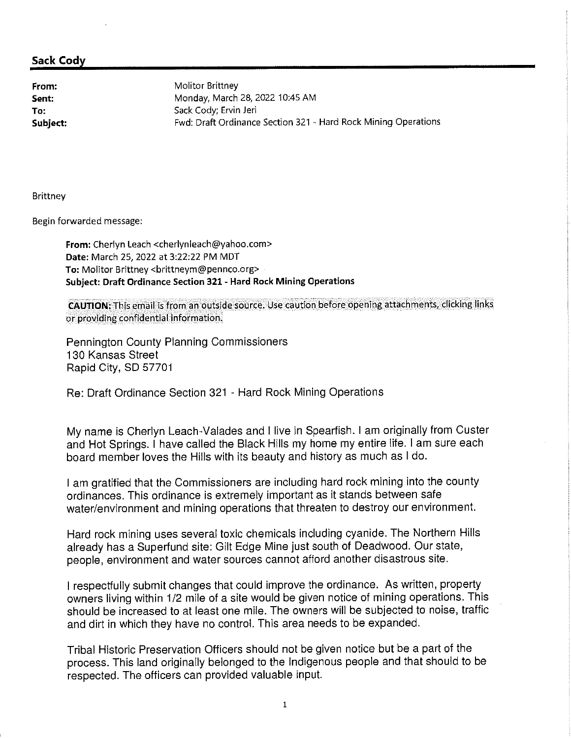## Sack Cody

**From:** Molitor Brittney
**Sent:** Monday, March 28, 2022 10:45 AM
**To:** Sack Cody; Ervin Jeri
**Subject:** Fwd: Draft Ordinance Section 321 - Hard Rock Mining Operations

Brittney

Begin forwarded message:

> **From:** Cherlyn Leach <cherlynleach@yahoo.com>
> **Date:** March 25, 2022 at 3:22:22 PM MDT
> **To:** Molitor Brittney <brittneym@pennco.org>
> **Subject: Draft Ordinance Section 321 - Hard Rock Mining Operations**
>
> **CAUTION:** This email is from an outside source. Use caution before opening attachments, clicking links or providing confidential information.
>
> Pennington County Planning Commissioners
> 130 Kansas Street
> Rapid City, SD 57701
>
> Re: Draft Ordinance Section 321 - Hard Rock Mining Operations
>
> My name is Cherlyn Leach-Valades and I live in Spearfish. I am originally from Custer and Hot Springs. I have called the Black Hills my home my entire life. I am sure each board member loves the Hills with its beauty and history as much as I do.
>
> I am gratified that the Commissioners are including hard rock mining into the county ordinances. This ordinance is extremely important as it stands between safe water/environment and mining operations that threaten to destroy our environment.
>
> Hard rock mining uses several toxic chemicals including cyanide. The Northern Hills already has a Superfund site: Gilt Edge Mine just south of Deadwood. Our state, people, environment and water sources cannot afford another disastrous site.
>
> I respectfully submit changes that could improve the ordinance. As written, property owners living within 1/2 mile of a site would be given notice of mining operations. This should be increased to at least one mile. The owners will be subjected to noise, traffic and dirt in which they have no control. This area needs to be expanded.
>
> Tribal Historic Preservation Officers should not be given notice but be a part of the process. This land originally belonged to the Indigenous people and that should to be respected. The officers can provided valuable input.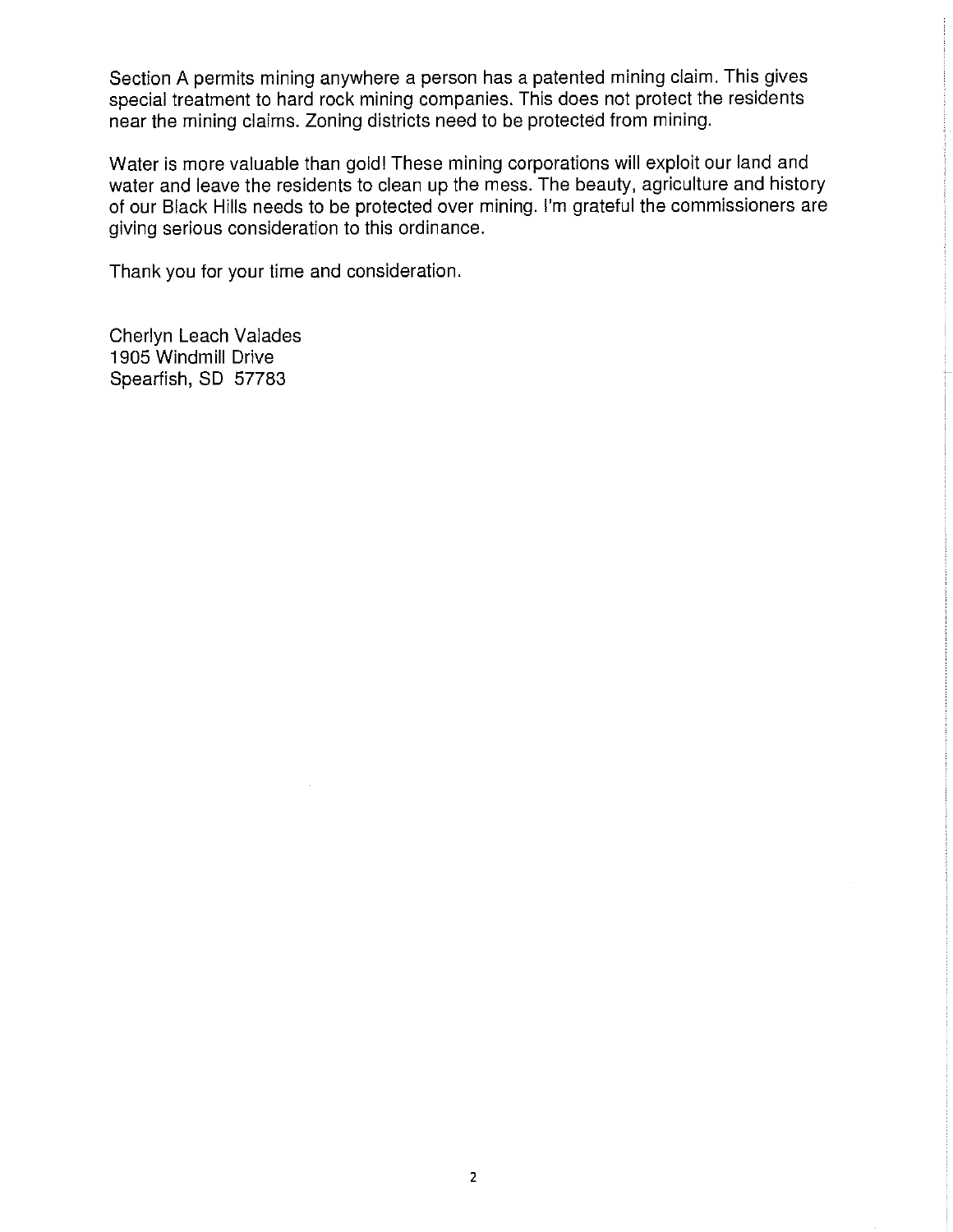Section A permits mining anywhere a person has a patented mining claim. This gives special treatment to hard rock mining companies. This does not protect the residents near the mining claims. Zoning districts need to be protected from mining.

Water is more valuable than gold! These mining corporations will exploit our land and water and leave the residents to clean up the mess. The beauty, agriculture and history of our Black Hills needs to be protected over mining. I'm grateful the commissioners are giving serious consideration to this ordinance.

Thank you for your time and consideration.

Cherlyn Leach Valades
1905 Windmill Drive
Spearfish, SD 57783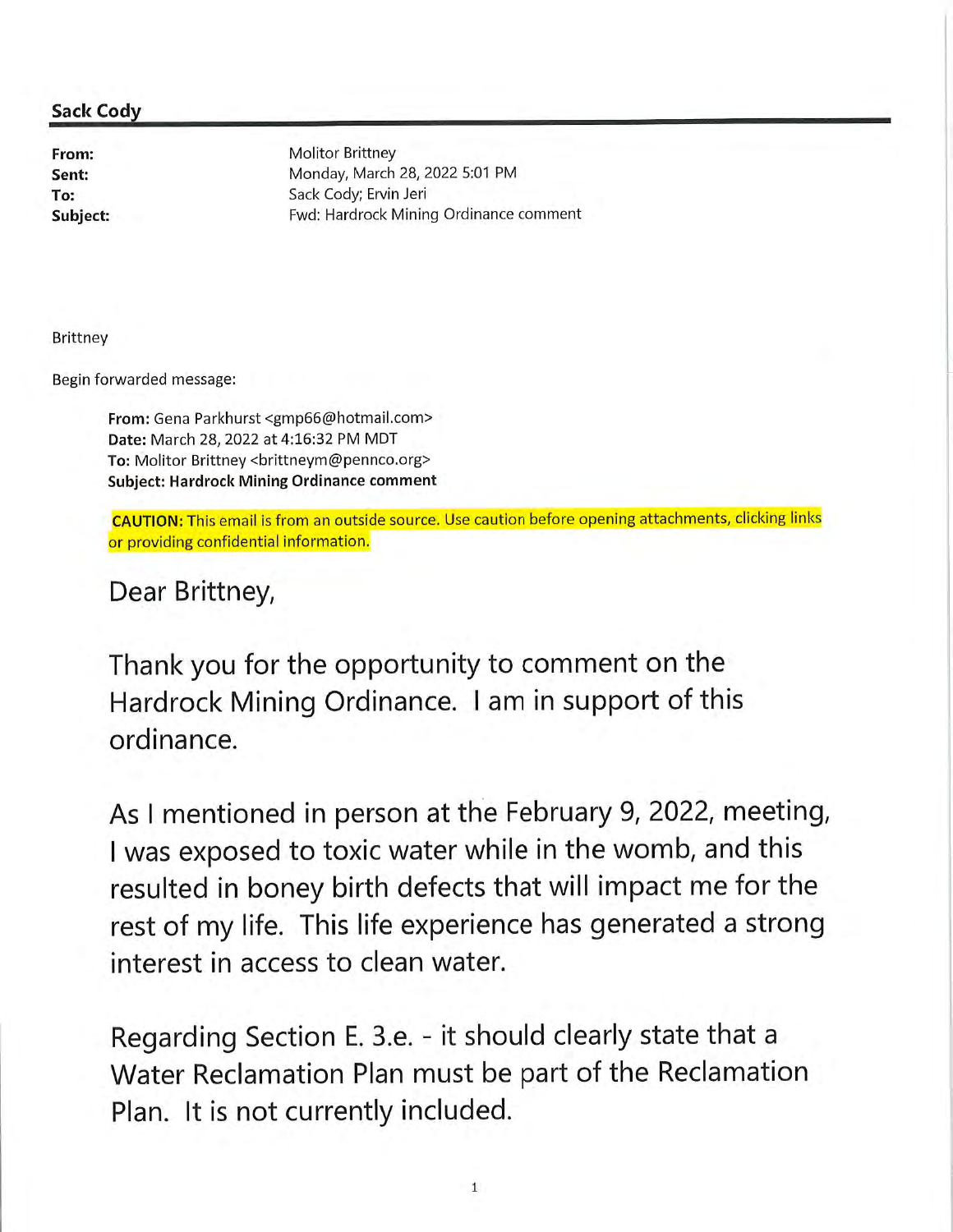**Sack Cody**

| | |
|---|---|
| **From:** | Molitor Brittney |
| **Sent:** | Monday, March 28, 2022 5:01 PM |
| **To:** | Sack Cody; Ervin Jeri |
| **Subject:** | Fwd: Hardrock Mining Ordinance comment |

Brittney

Begin forwarded message:

> **From:** Gena Parkhurst <gmp66@hotmail.com>
> **Date:** March 28, 2022 at 4:16:32 PM MDT
> **To:** Molitor Brittney <brittneym@pennco.org>
> **Subject: Hardrock Mining Ordinance comment**
>
> **CAUTION:** This email is from an outside source. Use caution before opening attachments, clicking links or providing confidential information.
>
> Dear Brittney,
>
> Thank you for the opportunity to comment on the Hardrock Mining Ordinance. I am in support of this ordinance.
>
> As I mentioned in person at the February 9, 2022, meeting, I was exposed to toxic water while in the womb, and this resulted in boney birth defects that will impact me for the rest of my life. This life experience has generated a strong interest in access to clean water.
>
> Regarding Section E. 3.e. - it should clearly state that a Water Reclamation Plan must be part of the Reclamation Plan. It is not currently included.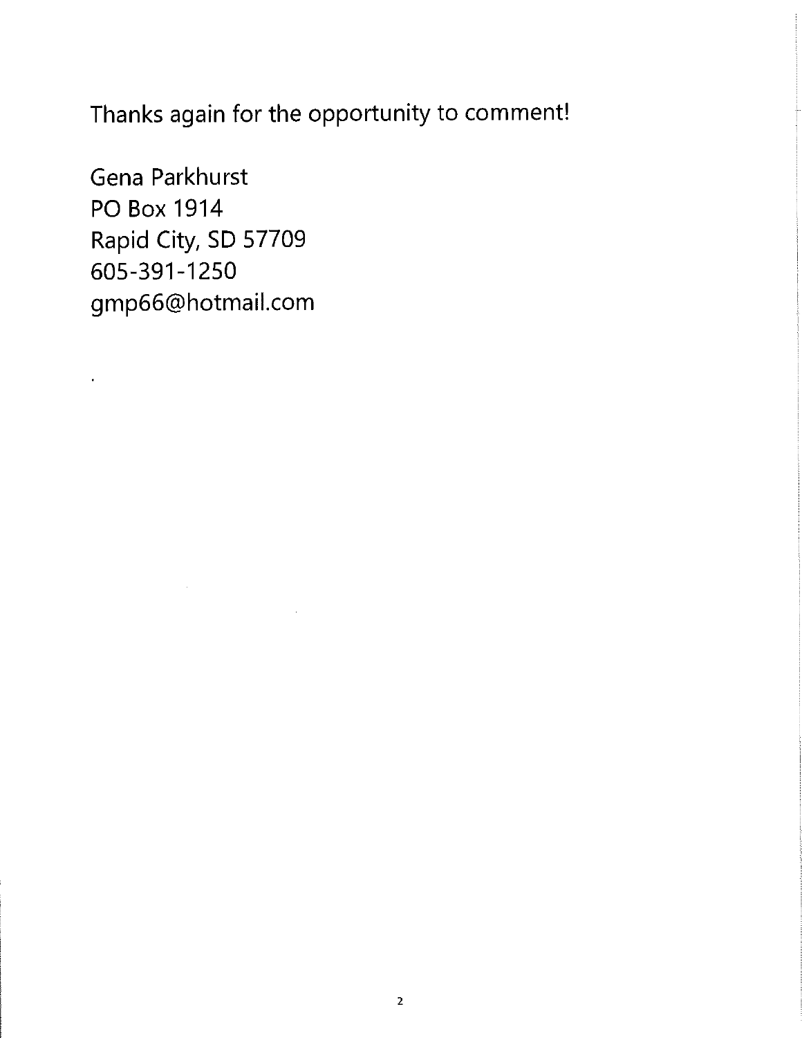Thanks again for the opportunity to comment!

Gena Parkhurst
PO Box 1914
Rapid City, SD 57709
605-391-1250
gmp66@hotmail.com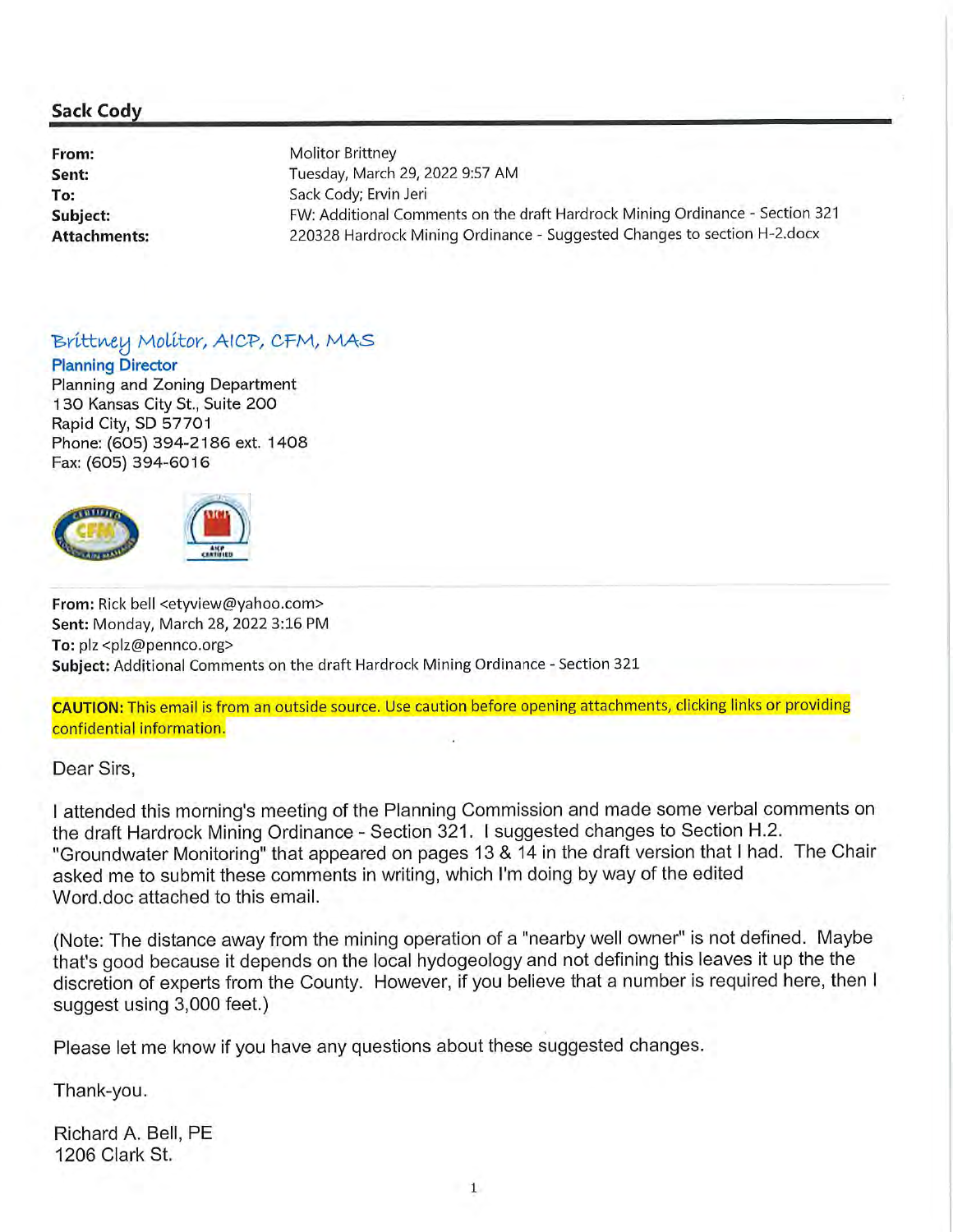## Sack Cody

**From:** Molitor Brittney
**Sent:** Tuesday, March 29, 2022 9:57 AM
**To:** Sack Cody; Ervin Jeri
**Subject:** FW: Additional Comments on the draft Hardrock Mining Ordinance - Section 321
**Attachments:** 220328 Hardrock Mining Ordinance - Suggested Changes to section H-2.docx

Brittney Molitor, AICP, CFM, MAS
**Planning Director**
Planning and Zoning Department
130 Kansas City St., Suite 200
Rapid City, SD 57701
Phone: (605) 394-2186 ext. 1408
Fax: (605) 394-6016

---

**From:** Rick bell <etyview@yahoo.com>
**Sent:** Monday, March 28, 2022 3:16 PM
**To:** plz <plz@pennco.org>
**Subject:** Additional Comments on the draft Hardrock Mining Ordinance - Section 321

**CAUTION:** This email is from an outside source. Use caution before opening attachments, clicking links or providing confidential information.

Dear Sirs,

I attended this morning's meeting of the Planning Commission and made some verbal comments on the draft Hardrock Mining Ordinance - Section 321. I suggested changes to Section H.2. "Groundwater Monitoring" that appeared on pages 13 & 14 in the draft version that I had. The Chair asked me to submit these comments in writing, which I'm doing by way of the edited Word.doc attached to this email.

(Note: The distance away from the mining operation of a "nearby well owner" is not defined. Maybe that's good because it depends on the local hydogeology and not defining this leaves it up the the discretion of experts from the County. However, if you believe that a number is required here, then I suggest using 3,000 feet.)

Please let me know if you have any questions about these suggested changes.

Thank-you.

Richard A. Bell, PE
1206 Clark St.